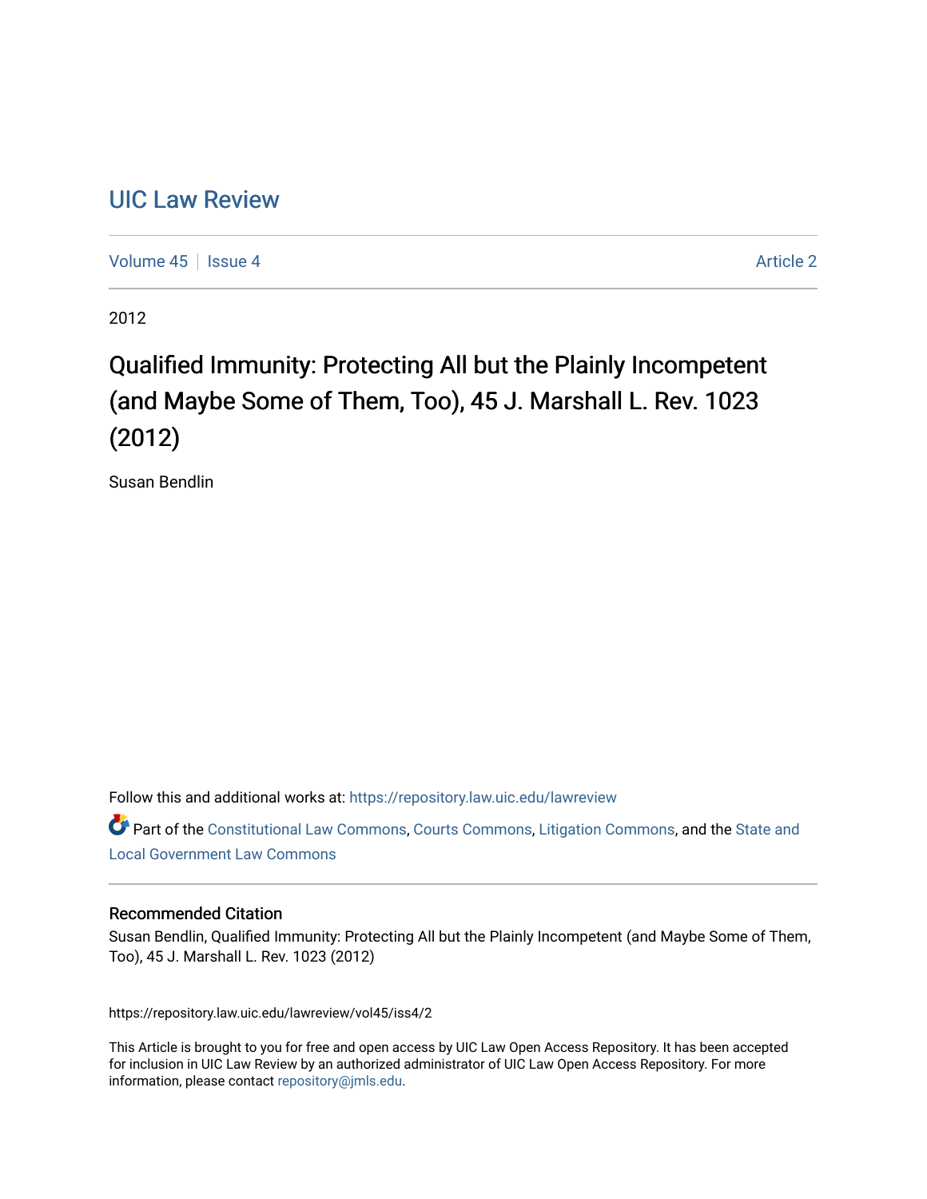# UIC Law Review

Volume 45 | Issue 4 | Article 2

2012

## Qualified Immunity: Protecting All but the Plainly Incompetent (and Maybe Some of Them, Too), 45 J. Marshall L. Rev. 1023 (2012)

Susan Bendlin

Follow this and additional works at: https://repository.law.uic.edu/lawreview

Part of the Constitutional Law Commons, Courts Commons, Litigation Commons, and the State and Local Government Law Commons

### Recommended Citation

Susan Bendlin, Qualified Immunity: Protecting All but the Plainly Incompetent (and Maybe Some of Them, Too), 45 J. Marshall L. Rev. 1023 (2012)

https://repository.law.uic.edu/lawreview/vol45/iss4/2

This Article is brought to you for free and open access by UIC Law Open Access Repository. It has been accepted for inclusion in UIC Law Review by an authorized administrator of UIC Law Open Access Repository. For more information, please contact repository@jmls.edu.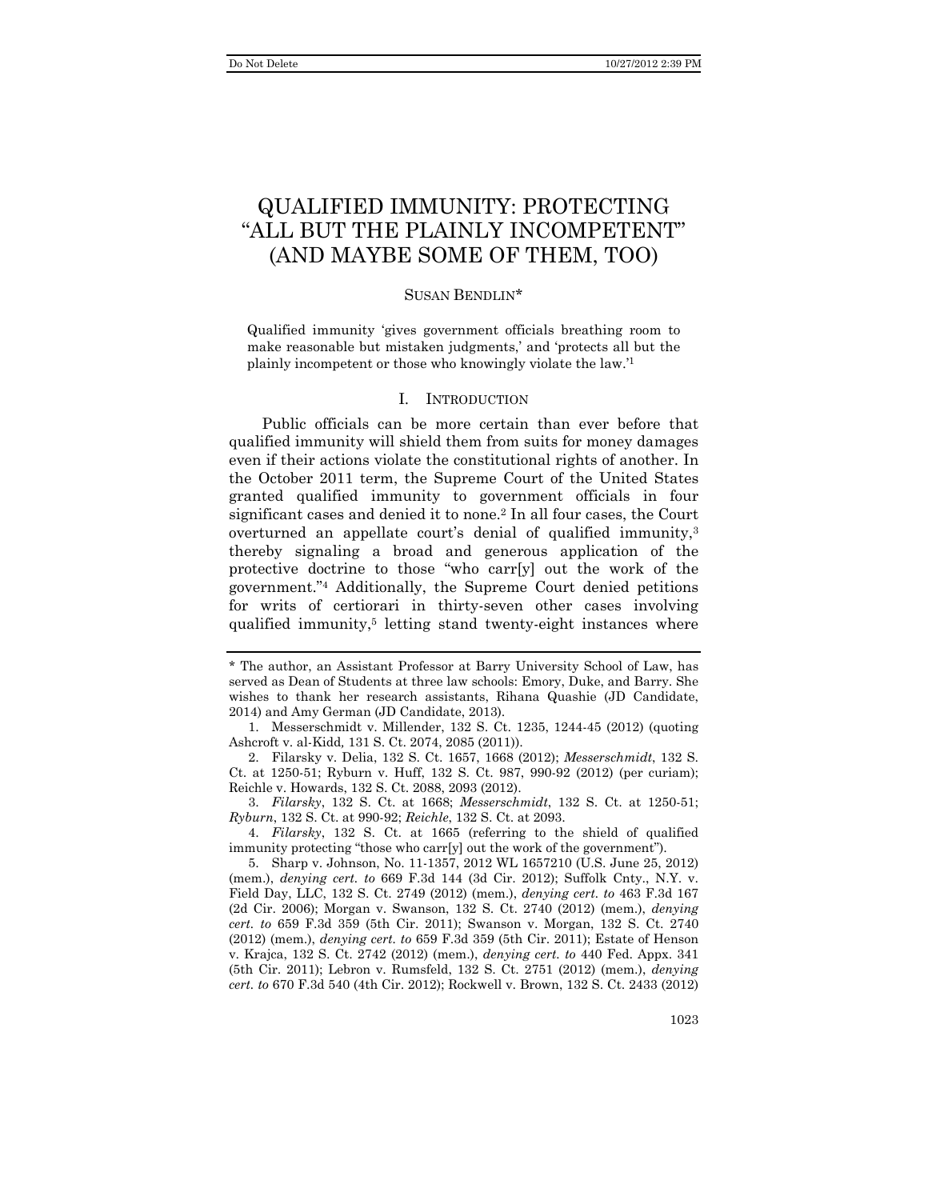# QUALIFIED IMMUNITY: PROTECTING "ALL BUT THE PLAINLY INCOMPETENT" (AND MAYBE SOME OF THEM, TOO)

SUSAN BENDLIN*

> Qualified immunity 'gives government officials breathing room to make reasonable but mistaken judgments,' and 'protects all but the plainly incompetent or those who knowingly violate the law.'[1]

## I. INTRODUCTION

Public officials can be more certain than ever before that qualified immunity will shield them from suits for money damages even if their actions violate the constitutional rights of another. In the October 2011 term, the Supreme Court of the United States granted qualified immunity to government officials in four significant cases and denied it to none.[2] In all four cases, the Court overturned an appellate court's denial of qualified immunity,[3] thereby signaling a broad and generous application of the protective doctrine to those "who carr[y] out the work of the government."[4] Additionally, the Supreme Court denied petitions for writs of certiorari in thirty-seven other cases involving qualified immunity,[5] letting stand twenty-eight instances where

---

\* The author, an Assistant Professor at Barry University School of Law, has served as Dean of Students at three law schools: Emory, Duke, and Barry. She wishes to thank her research assistants, Rihana Quashie (JD Candidate, 2014) and Amy German (JD Candidate, 2013).

1. Messerschmidt v. Millender, 132 S. Ct. 1235, 1244-45 (2012) (quoting Ashcroft v. al-Kidd, 131 S. Ct. 2074, 2085 (2011)).

2. Filarsky v. Delia, 132 S. Ct. 1657, 1668 (2012); *Messerschmidt*, 132 S. Ct. at 1250-51; Ryburn v. Huff, 132 S. Ct. 987, 990-92 (2012) (per curiam); Reichle v. Howards, 132 S. Ct. 2088, 2093 (2012).

3. *Filarsky*, 132 S. Ct. at 1668; *Messerschmidt*, 132 S. Ct. at 1250-51; *Ryburn*, 132 S. Ct. at 990-92; *Reichle*, 132 S. Ct. at 2093.

4. *Filarsky*, 132 S. Ct. at 1665 (referring to the shield of qualified immunity protecting "those who carr[y] out the work of the government").

5. Sharp v. Johnson, No. 11-1357, 2012 WL 1657210 (U.S. June 25, 2012) (mem.), *denying cert. to* 669 F.3d 144 (3d Cir. 2012); Suffolk Cnty., N.Y. v. Field Day, LLC, 132 S. Ct. 2749 (2012) (mem.), *denying cert. to* 463 F.3d 167 (2d Cir. 2006); Morgan v. Swanson, 132 S. Ct. 2740 (2012) (mem.), *denying cert. to* 659 F.3d 359 (5th Cir. 2011); Swanson v. Morgan, 132 S. Ct. 2740 (2012) (mem.), *denying cert. to* 659 F.3d 359 (5th Cir. 2011); Estate of Henson v. Krajca, 132 S. Ct. 2742 (2012) (mem.), *denying cert. to* 440 Fed. Appx. 341 (5th Cir. 2011); Lebron v. Rumsfeld, 132 S. Ct. 2751 (2012) (mem.), *denying cert. to* 670 F.3d 540 (4th Cir. 2012); Rockwell v. Brown, 132 S. Ct. 2433 (2012)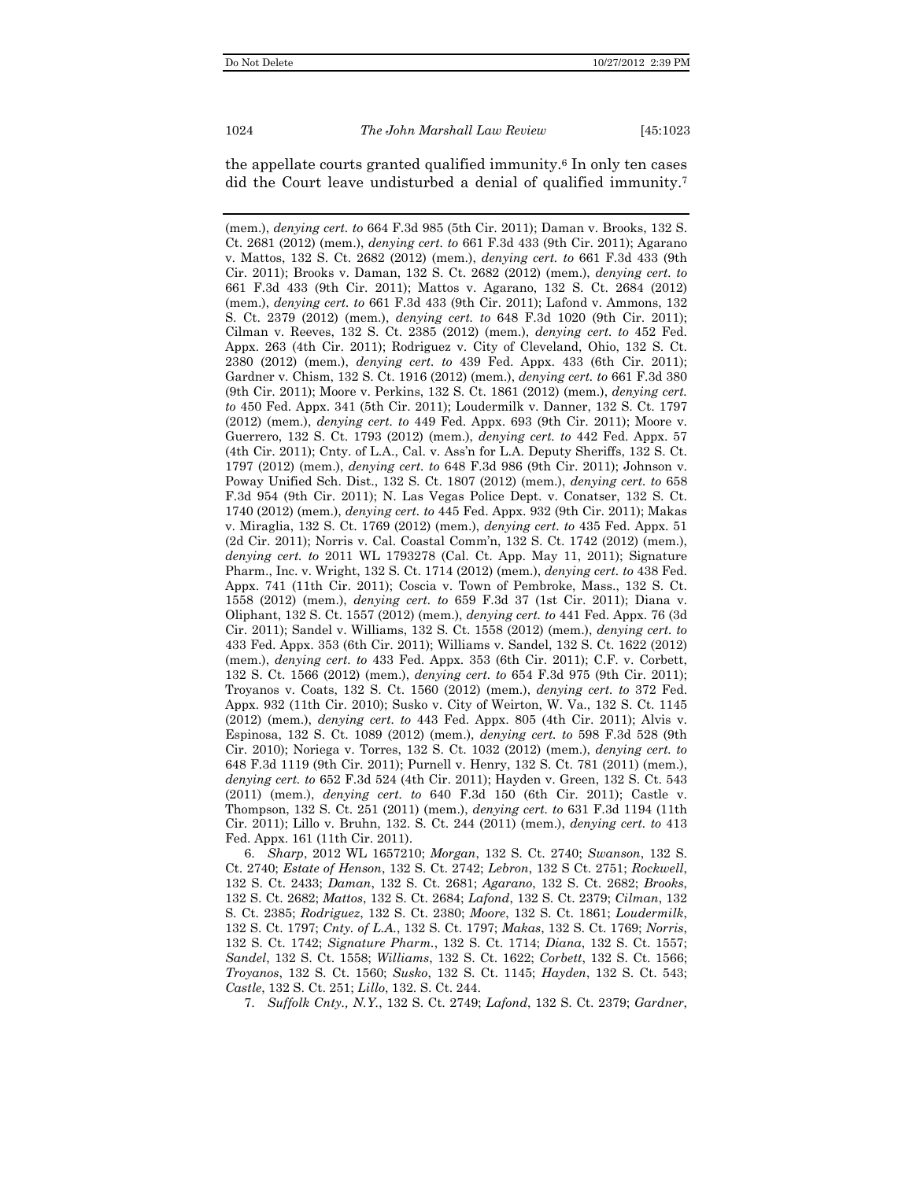the appellate courts granted qualified immunity.[6] In only ten cases did the Court leave undisturbed a denial of qualified immunity.[7]

---

(mem.), *denying cert. to* 664 F.3d 985 (5th Cir. 2011); Daman v. Brooks, 132 S. Ct. 2681 (2012) (mem.), *denying cert. to* 661 F.3d 433 (9th Cir. 2011); Agarano v. Mattos, 132 S. Ct. 2682 (2012) (mem.), *denying cert. to* 661 F.3d 433 (9th Cir. 2011); Brooks v. Daman, 132 S. Ct. 2682 (2012) (mem.), *denying cert. to* 661 F.3d 433 (9th Cir. 2011); Mattos v. Agarano, 132 S. Ct. 2684 (2012) (mem.), *denying cert. to* 661 F.3d 433 (9th Cir. 2011); Lafond v. Ammons, 132 S. Ct. 2379 (2012) (mem.), *denying cert. to* 648 F.3d 1020 (9th Cir. 2011); Cilman v. Reeves, 132 S. Ct. 2385 (2012) (mem.), *denying cert. to* 452 Fed. Appx. 263 (4th Cir. 2011); Rodriguez v. City of Cleveland, Ohio, 132 S. Ct. 2380 (2012) (mem.), *denying cert. to* 439 Fed. Appx. 433 (6th Cir. 2011); Gardner v. Chism, 132 S. Ct. 1916 (2012) (mem.), *denying cert. to* 661 F.3d 380 (9th Cir. 2011); Moore v. Perkins, 132 S. Ct. 1861 (2012) (mem.), *denying cert. to* 450 Fed. Appx. 341 (5th Cir. 2011); Loudermilk v. Danner, 132 S. Ct. 1797 (2012) (mem.), *denying cert. to* 449 Fed. Appx. 693 (9th Cir. 2011); Moore v. Guerrero, 132 S. Ct. 1793 (2012) (mem.), *denying cert. to* 442 Fed. Appx. 57 (4th Cir. 2011); Cnty. of L.A., Cal. v. Ass'n for L.A. Deputy Sheriffs, 132 S. Ct. 1797 (2012) (mem.), *denying cert. to* 648 F.3d 986 (9th Cir. 2011); Johnson v. Poway Unified Sch. Dist., 132 S. Ct. 1807 (2012) (mem.), *denying cert. to* 658 F.3d 954 (9th Cir. 2011); N. Las Vegas Police Dept. v. Conatser, 132 S. Ct. 1740 (2012) (mem.), *denying cert. to* 445 Fed. Appx. 932 (9th Cir. 2011); Makas v. Miraglia, 132 S. Ct. 1769 (2012) (mem.), *denying cert. to* 435 Fed. Appx. 51 (2d Cir. 2011); Norris v. Cal. Coastal Comm'n, 132 S. Ct. 1742 (2012) (mem.), *denying cert. to* 2011 WL 1793278 (Cal. Ct. App. May 11, 2011); Signature Pharm., Inc. v. Wright, 132 S. Ct. 1714 (2012) (mem.), *denying cert. to* 438 Fed. Appx. 741 (11th Cir. 2011); Coscia v. Town of Pembroke, Mass., 132 S. Ct. 1558 (2012) (mem.), *denying cert. to* 659 F.3d 37 (1st Cir. 2011); Diana v. Oliphant, 132 S. Ct. 1557 (2012) (mem.), *denying cert. to* 441 Fed. Appx. 76 (3d Cir. 2011); Sandel v. Williams, 132 S. Ct. 1558 (2012) (mem.), *denying cert. to* 433 Fed. Appx. 353 (6th Cir. 2011); Williams v. Sandel, 132 S. Ct. 1622 (2012) (mem.), *denying cert. to* 433 Fed. Appx. 353 (6th Cir. 2011); C.F. v. Corbett, 132 S. Ct. 1566 (2012) (mem.), *denying cert. to* 654 F.3d 975 (9th Cir. 2011); Troyanos v. Coats, 132 S. Ct. 1560 (2012) (mem.), *denying cert. to* 372 Fed. Appx. 932 (11th Cir. 2010); Susko v. City of Weirton, W. Va., 132 S. Ct. 1145 (2012) (mem.), *denying cert. to* 443 Fed. Appx. 805 (4th Cir. 2011); Alvis v. Espinosa, 132 S. Ct. 1089 (2012) (mem.), *denying cert. to* 598 F.3d 528 (9th Cir. 2010); Noriega v. Torres, 132 S. Ct. 1032 (2012) (mem.), *denying cert. to* 648 F.3d 1119 (9th Cir. 2011); Purnell v. Henry, 132 S. Ct. 781 (2011) (mem.), *denying cert. to* 652 F.3d 524 (4th Cir. 2011); Hayden v. Green, 132 S. Ct. 543 (2011) (mem.), *denying cert. to* 640 F.3d 150 (6th Cir. 2011); Castle v. Thompson, 132 S. Ct. 251 (2011) (mem.), *denying cert. to* 631 F.3d 1194 (11th Cir. 2011); Lillo v. Bruhn, 132. S. Ct. 244 (2011) (mem.), *denying cert. to* 413 Fed. Appx. 161 (11th Cir. 2011).

6. *Sharp*, 2012 WL 1657210; *Morgan*, 132 S. Ct. 2740; *Swanson*, 132 S. Ct. 2740; *Estate of Henson*, 132 S. Ct. 2742; *Lebron*, 132 S Ct. 2751; *Rockwell*, 132 S. Ct. 2433; *Daman*, 132 S. Ct. 2681; *Agarano*, 132 S. Ct. 2682; *Brooks*, 132 S. Ct. 2682; *Mattos*, 132 S. Ct. 2684; *Lafond*, 132 S. Ct. 2379; *Cilman*, 132 S. Ct. 2385; *Rodriguez*, 132 S. Ct. 2380; *Moore*, 132 S. Ct. 1861; *Loudermilk*, 132 S. Ct. 1797; *Cnty. of L.A.*, 132 S. Ct. 1797; *Makas*, 132 S. Ct. 1769; *Norris*, 132 S. Ct. 1742; *Signature Pharm.*, 132 S. Ct. 1714; *Diana*, 132 S. Ct. 1557; *Sandel*, 132 S. Ct. 1558; *Williams*, 132 S. Ct. 1622; *Corbett*, 132 S. Ct. 1566; *Troyanos*, 132 S. Ct. 1560; *Susko*, 132 S. Ct. 1145; *Hayden*, 132 S. Ct. 543; *Castle*, 132 S. Ct. 251; *Lillo*, 132. S. Ct. 244.

7. *Suffolk Cnty., N.Y.*, 132 S. Ct. 2749; *Lafond*, 132 S. Ct. 2379; *Gardner*,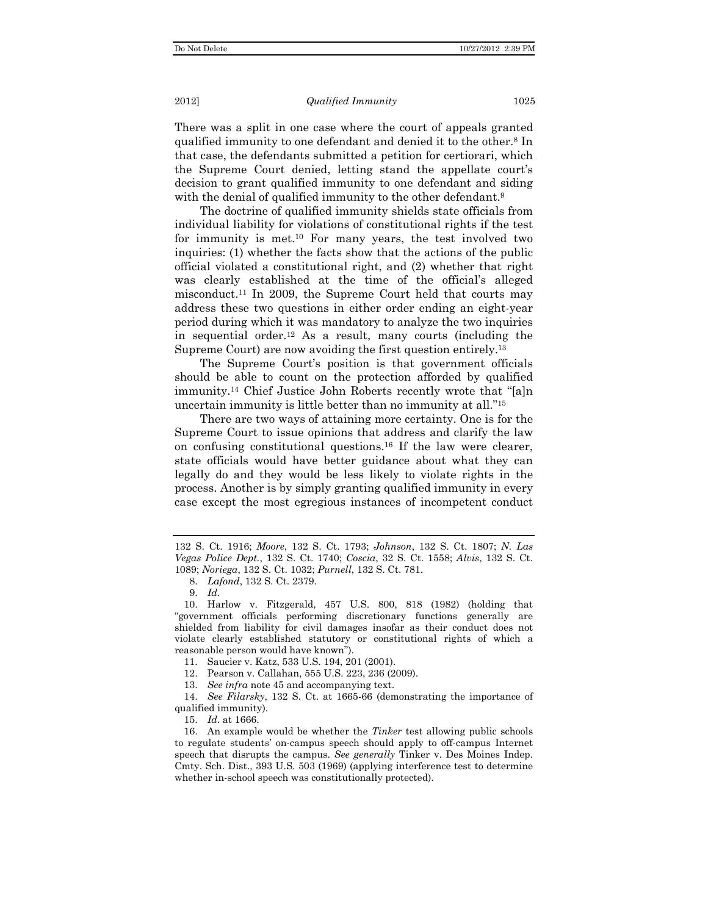There was a split in one case where the court of appeals granted qualified immunity to one defendant and denied it to the other.[8] In that case, the defendants submitted a petition for certiorari, which the Supreme Court denied, letting stand the appellate court's decision to grant qualified immunity to one defendant and siding with the denial of qualified immunity to the other defendant.[9]

The doctrine of qualified immunity shields state officials from individual liability for violations of constitutional rights if the test for immunity is met.[10] For many years, the test involved two inquiries: (1) whether the facts show that the actions of the public official violated a constitutional right, and (2) whether that right was clearly established at the time of the official's alleged misconduct.[11] In 2009, the Supreme Court held that courts may address these two questions in either order ending an eight-year period during which it was mandatory to analyze the two inquiries in sequential order.[12] As a result, many courts (including the Supreme Court) are now avoiding the first question entirely.[13]

The Supreme Court's position is that government officials should be able to count on the protection afforded by qualified immunity.[14] Chief Justice John Roberts recently wrote that "[a]n uncertain immunity is little better than no immunity at all."[15]

There are two ways of attaining more certainty. One is for the Supreme Court to issue opinions that address and clarify the law on confusing constitutional questions.[16] If the law were clearer, state officials would have better guidance about what they can legally do and they would be less likely to violate rights in the process. Another is by simply granting qualified immunity in every case except the most egregious instances of incompetent conduct

---

132 S. Ct. 1916; *Moore*, 132 S. Ct. 1793; *Johnson*, 132 S. Ct. 1807; *N. Las Vegas Police Dept.*, 132 S. Ct. 1740; *Coscia*, 32 S. Ct. 1558; *Alvis*, 132 S. Ct. 1089; *Noriega*, 132 S. Ct. 1032; *Purnell*, 132 S. Ct. 781.

8. *Lafond*, 132 S. Ct. 2379.

9. *Id*.

10. Harlow v. Fitzgerald, 457 U.S. 800, 818 (1982) (holding that "government officials performing discretionary functions generally are shielded from liability for civil damages insofar as their conduct does not violate clearly established statutory or constitutional rights of which a reasonable person would have known").

11. Saucier v. Katz, 533 U.S. 194, 201 (2001).

12. Pearson v. Callahan, 555 U.S. 223, 236 (2009).

13. *See infra* note 45 and accompanying text.

14. *See Filarsky*, 132 S. Ct. at 1665-66 (demonstrating the importance of qualified immunity).

15. *Id*. at 1666.

16. An example would be whether the *Tinker* test allowing public schools to regulate students' on-campus speech should apply to off-campus Internet speech that disrupts the campus. *See generally* Tinker v. Des Moines Indep. Cmty. Sch. Dist., 393 U.S. 503 (1969) (applying interference test to determine whether in-school speech was constitutionally protected).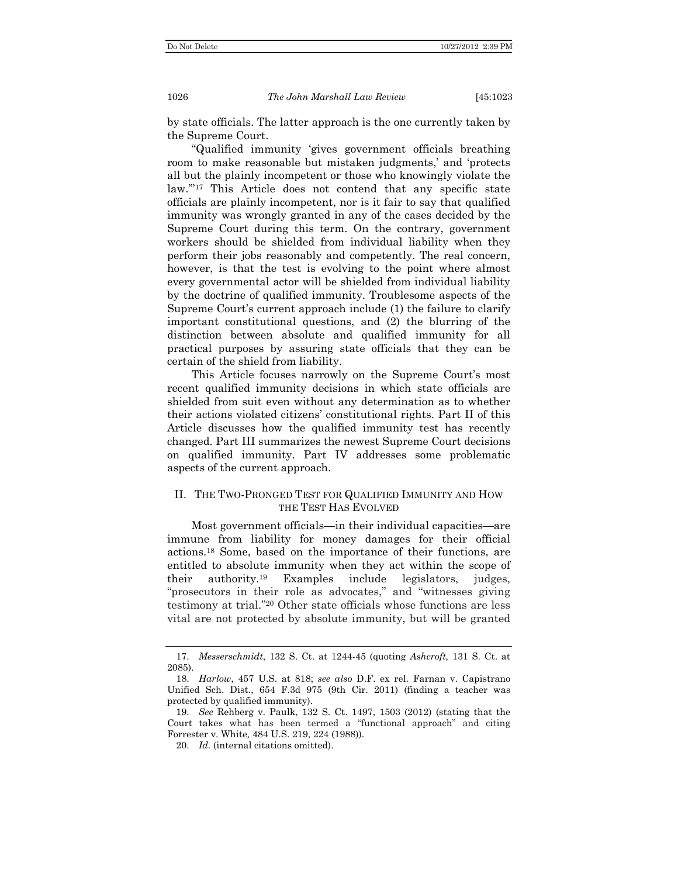by state officials. The latter approach is the one currently taken by the Supreme Court.

"Qualified immunity 'gives government officials breathing room to make reasonable but mistaken judgments,' and 'protects all but the plainly incompetent or those who knowingly violate the law.'"[17] This Article does not contend that any specific state officials are plainly incompetent, nor is it fair to say that qualified immunity was wrongly granted in any of the cases decided by the Supreme Court during this term. On the contrary, government workers should be shielded from individual liability when they perform their jobs reasonably and competently. The real concern, however, is that the test is evolving to the point where almost every governmental actor will be shielded from individual liability by the doctrine of qualified immunity. Troublesome aspects of the Supreme Court's current approach include (1) the failure to clarify important constitutional questions, and (2) the blurring of the distinction between absolute and qualified immunity for all practical purposes by assuring state officials that they can be certain of the shield from liability.

This Article focuses narrowly on the Supreme Court's most recent qualified immunity decisions in which state officials are shielded from suit even without any determination as to whether their actions violated citizens' constitutional rights. Part II of this Article discusses how the qualified immunity test has recently changed. Part III summarizes the newest Supreme Court decisions on qualified immunity. Part IV addresses some problematic aspects of the current approach.

## II. THE TWO-PRONGED TEST FOR QUALIFIED IMMUNITY AND HOW THE TEST HAS EVOLVED

Most government officials—in their individual capacities—are immune from liability for money damages for their official actions.[18] Some, based on the importance of their functions, are entitled to absolute immunity when they act within the scope of their authority.[19] Examples include legislators, judges, "prosecutors in their role as advocates," and "witnesses giving testimony at trial."[20] Other state officials whose functions are less vital are not protected by absolute immunity, but will be granted

---

17. *Messerschmidt*, 132 S. Ct. at 1244-45 (quoting *Ashcroft,* 131 S. Ct. at 2085).

18. *Harlow*, 457 U.S. at 818; *see also* D.F. ex rel. Farnan v. Capistrano Unified Sch. Dist., 654 F.3d 975 (9th Cir. 2011) (finding a teacher was protected by qualified immunity).

19. *See* Rehberg v. Paulk, 132 S. Ct. 1497, 1503 (2012) (stating that the Court takes what has been termed a "functional approach" and citing Forrester v. White, 484 U.S. 219, 224 (1988)).

20. *Id.* (internal citations omitted).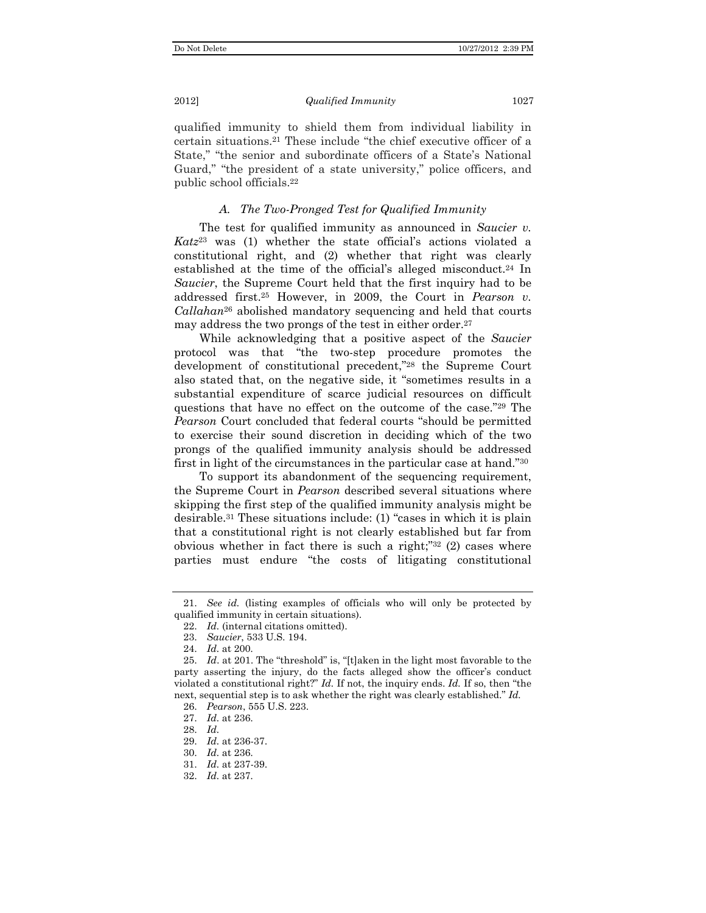qualified immunity to shield them from individual liability in certain situations.[21] These include "the chief executive officer of a State," "the senior and subordinate officers of a State's National Guard," "the president of a state university," police officers, and public school officials.[22]

### *A. The Two-Pronged Test for Qualified Immunity*

The test for qualified immunity as announced in *Saucier v. Katz*[23] was (1) whether the state official's actions violated a constitutional right, and (2) whether that right was clearly established at the time of the official's alleged misconduct.[24] In *Saucier*, the Supreme Court held that the first inquiry had to be addressed first.[25] However, in 2009, the Court in *Pearson v. Callahan*[26] abolished mandatory sequencing and held that courts may address the two prongs of the test in either order.[27]

While acknowledging that a positive aspect of the *Saucier* protocol was that "the two-step procedure promotes the development of constitutional precedent,"[28] the Supreme Court also stated that, on the negative side, it "sometimes results in a substantial expenditure of scarce judicial resources on difficult questions that have no effect on the outcome of the case."[29] The *Pearson* Court concluded that federal courts "should be permitted to exercise their sound discretion in deciding which of the two prongs of the qualified immunity analysis should be addressed first in light of the circumstances in the particular case at hand."[30]

To support its abandonment of the sequencing requirement, the Supreme Court in *Pearson* described several situations where skipping the first step of the qualified immunity analysis might be desirable.[31] These situations include: (1) "cases in which it is plain that a constitutional right is not clearly established but far from obvious whether in fact there is such a right;"[32] (2) cases where parties must endure "the costs of litigating constitutional

---

21. *See id.* (listing examples of officials who will only be protected by qualified immunity in certain situations).

22. *Id.* (internal citations omitted).

23. *Saucier*, 533 U.S. 194.

24. *Id.* at 200.

25. *Id.* at 201. The "threshold" is, "[t]aken in the light most favorable to the party asserting the injury, do the facts alleged show the officer's conduct violated a constitutional right?" *Id.* If not, the inquiry ends. *Id.* If so, then "the next, sequential step is to ask whether the right was clearly established." *Id.*

26. *Pearson*, 555 U.S. 223.

27. *Id.* at 236.

28. *Id.*

29. *Id.* at 236-37.

30. *Id.* at 236.

31. *Id.* at 237-39.

32. *Id.* at 237.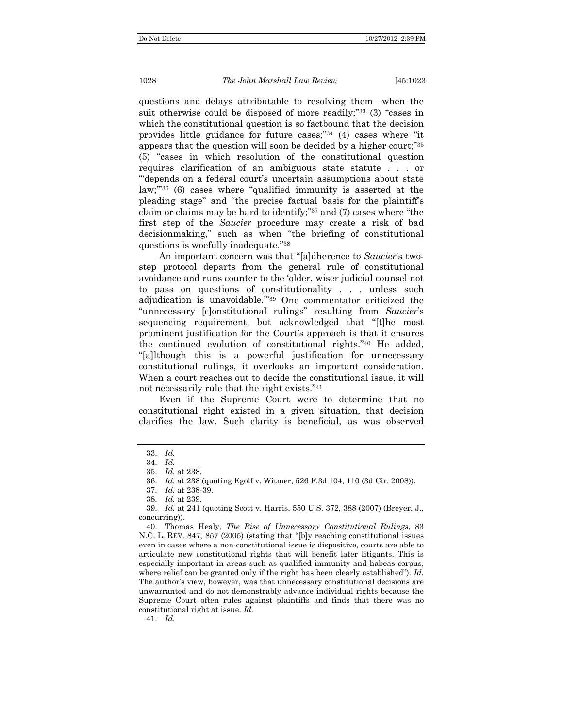questions and delays attributable to resolving them—when the suit otherwise could be disposed of more readily;"[33] (3) "cases in which the constitutional question is so factbound that the decision provides little guidance for future cases;"[34] (4) cases where "it appears that the question will soon be decided by a higher court;"[35] (5) "cases in which resolution of the constitutional question requires clarification of an ambiguous state statute . . . or "'depends on a federal court's uncertain assumptions about state law;'"[36] (6) cases where "qualified immunity is asserted at the pleading stage" and "the precise factual basis for the plaintiff's claim or claims may be hard to identify;"[37] and (7) cases where "the first step of the *Saucier* procedure may create a risk of bad decisionmaking," such as when "the briefing of constitutional questions is woefully inadequate."[38]

An important concern was that "[a]dherence to *Saucier*'s two-step protocol departs from the general rule of constitutional avoidance and runs counter to the 'older, wiser judicial counsel not to pass on questions of constitutionality . . . unless such adjudication is unavoidable.'"[39] One commentator criticized the "unnecessary [c]onstitutional rulings" resulting from *Saucier*'s sequencing requirement, but acknowledged that "[t]he most prominent justification for the Court's approach is that it ensures the continued evolution of constitutional rights."[40] He added, "[a]lthough this is a powerful justification for unnecessary constitutional rulings, it overlooks an important consideration. When a court reaches out to decide the constitutional issue, it will not necessarily rule that the right exists."[41]

Even if the Supreme Court were to determine that no constitutional right existed in a given situation, that decision clarifies the law. Such clarity is beneficial, as was observed

---

33. *Id.*

34. *Id.*

35. *Id.* at 238.

36. *Id.* at 238 (quoting Egolf v. Witmer, 526 F.3d 104, 110 (3d Cir. 2008)).

37. *Id.* at 238-39.

38. *Id.* at 239.

39. *Id.* at 241 (quoting Scott v. Harris, 550 U.S. 372, 388 (2007) (Breyer, J., concurring)).

40. Thomas Healy, *The Rise of Unnecessary Constitutional Rulings*, 83 N.C. L. REV. 847, 857 (2005) (stating that "[b]y reaching constitutional issues even in cases where a non-constitutional issue is dispositive, courts are able to articulate new constitutional rights that will benefit later litigants. This is especially important in areas such as qualified immunity and habeas corpus, where relief can be granted only if the right has been clearly established"). *Id.* The author's view, however, was that unnecessary constitutional decisions are unwarranted and do not demonstrably advance individual rights because the Supreme Court often rules against plaintiffs and finds that there was no constitutional right at issue. *Id.*

41. *Id.*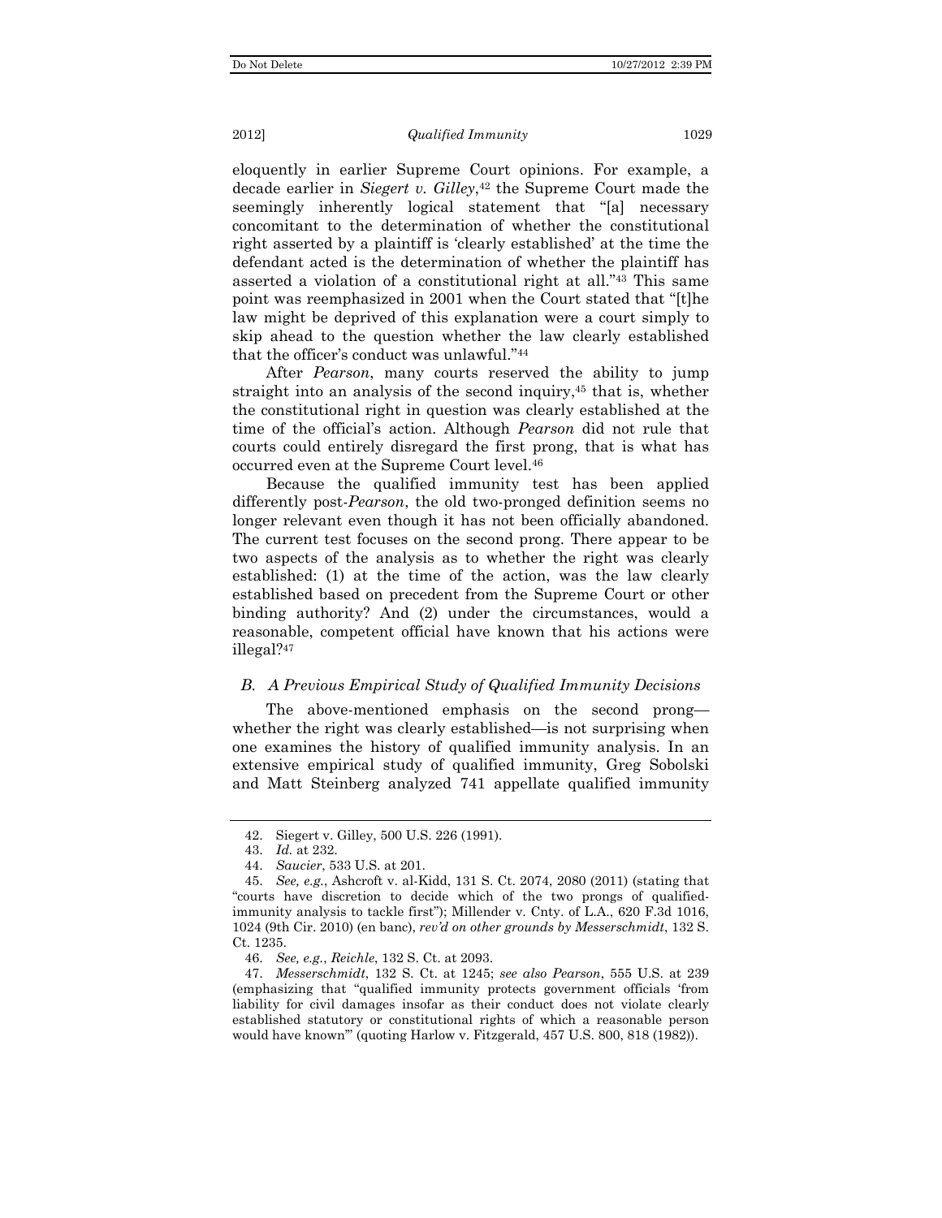eloquently in earlier Supreme Court opinions. For example, a decade earlier in *Siegert v. Gilley*,[42] the Supreme Court made the seemingly inherently logical statement that "[a] necessary concomitant to the determination of whether the constitutional right asserted by a plaintiff is 'clearly established' at the time the defendant acted is the determination of whether the plaintiff has asserted a violation of a constitutional right at all."[43] This same point was reemphasized in 2001 when the Court stated that "[t]he law might be deprived of this explanation were a court simply to skip ahead to the question whether the law clearly established that the officer's conduct was unlawful."[44]

After *Pearson*, many courts reserved the ability to jump straight into an analysis of the second inquiry,[45] that is, whether the constitutional right in question was clearly established at the time of the official's action. Although *Pearson* did not rule that courts could entirely disregard the first prong, that is what has occurred even at the Supreme Court level.[46]

Because the qualified immunity test has been applied differently post-*Pearson*, the old two-pronged definition seems no longer relevant even though it has not been officially abandoned. The current test focuses on the second prong. There appear to be two aspects of the analysis as to whether the right was clearly established: (1) at the time of the action, was the law clearly established based on precedent from the Supreme Court or other binding authority? And (2) under the circumstances, would a reasonable, competent official have known that his actions were illegal?[47]

### *B. A Previous Empirical Study of Qualified Immunity Decisions*

The above-mentioned emphasis on the second prong—whether the right was clearly established—is not surprising when one examines the history of qualified immunity analysis. In an extensive empirical study of qualified immunity, Greg Sobolski and Matt Steinberg analyzed 741 appellate qualified immunity

---

42. Siegert v. Gilley, 500 U.S. 226 (1991).

43. *Id.* at 232.

44. *Saucier*, 533 U.S. at 201.

45. *See, e.g.*, Ashcroft v. al-Kidd, 131 S. Ct. 2074, 2080 (2011) (stating that "courts have discretion to decide which of the two prongs of qualified-immunity analysis to tackle first"); Millender v. Cnty. of L.A., 620 F.3d 1016, 1024 (9th Cir. 2010) (en banc), *rev'd on other grounds by Messerschmidt*, 132 S. Ct. 1235.

46. *See, e.g.*, *Reichle*, 132 S. Ct. at 2093.

47. *Messerschmidt*, 132 S. Ct. at 1245; *see also Pearson*, 555 U.S. at 239 (emphasizing that "qualified immunity protects government officials 'from liability for civil damages insofar as their conduct does not violate clearly established statutory or constitutional rights of which a reasonable person would have known'" (quoting Harlow v. Fitzgerald, 457 U.S. 800, 818 (1982)).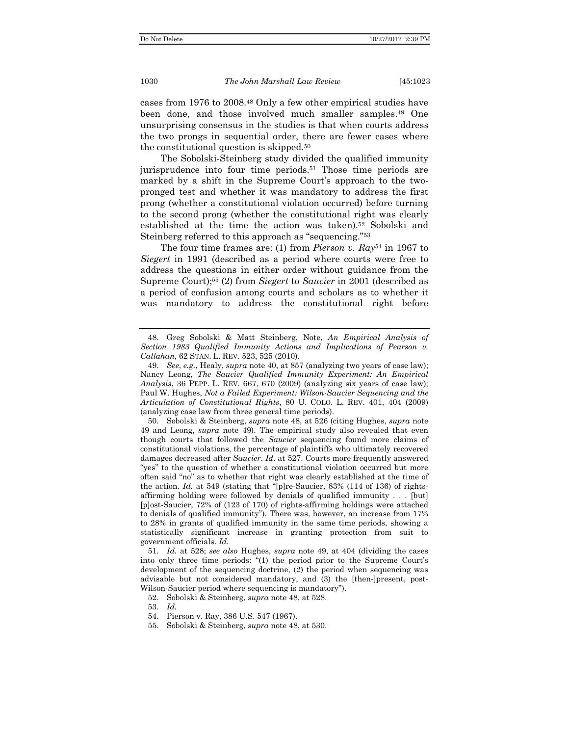cases from 1976 to 2008.[48] Only a few other empirical studies have been done, and those involved much smaller samples.[49] One unsurprising consensus in the studies is that when courts address the two prongs in sequential order, there are fewer cases where the constitutional question is skipped.[50]

The Sobolski-Steinberg study divided the qualified immunity jurisprudence into four time periods.[51] Those time periods are marked by a shift in the Supreme Court's approach to the two-pronged test and whether it was mandatory to address the first prong (whether a constitutional violation occurred) before turning to the second prong (whether the constitutional right was clearly established at the time the action was taken).[52] Sobolski and Steinberg referred to this approach as "sequencing."[53]

The four time frames are: (1) from *Pierson v. Ray*[54] in 1967 to *Siegert* in 1991 (described as a period where courts were free to address the questions in either order without guidance from the Supreme Court);[55] (2) from *Siegert* to *Saucier* in 2001 (described as a period of confusion among courts and scholars as to whether it was mandatory to address the constitutional right before

---

48. Greg Sobolski & Matt Steinberg, Note, *An Empirical Analysis of Section 1983 Qualified Immunity Actions and Implications of Pearson v. Callahan*, 62 STAN. L. REV. 523, 525 (2010).

49. *See, e.g.*, Healy, *supra* note 40, at 857 (analyzing two years of case law); Nancy Leong, *The Saucier Qualified Immunity Experiment: An Empirical Analysis*, 36 PEPP. L. REV. 667, 670 (2009) (analyzing six years of case law); Paul W. Hughes, *Not a Failed Experiment: Wilson-Saucier Sequencing and the Articulation of Constitutional Rights*, 80 U. COLO. L. REV. 401, 404 (2009) (analyzing case law from three general time periods).

50. Sobolski & Steinberg, *supra* note 48, at 526 (citing Hughes, *supra* note 49 and Leong, *supra* note 49). The empirical study also revealed that even though courts that followed the *Saucier* sequencing found more claims of constitutional violations, the percentage of plaintiffs who ultimately recovered damages decreased after *Saucier*. *Id.* at 527. Courts more frequently answered "yes" to the question of whether a constitutional violation occurred but more often said "no" as to whether that right was clearly established at the time of the action. *Id.* at 549 (stating that "[p]re-Saucier, 83% (114 of 136) of rights-affirming holding were followed by denials of qualified immunity . . . [but] [p]ost-Saucier, 72% of (123 of 170) of rights-affirming holdings were attached to denials of qualified immunity"). There was, however, an increase from 17% to 28% in grants of qualified immunity in the same time periods, showing a statistically significant increase in granting protection from suit to government officials. *Id.*

51. *Id.* at 528; *see also* Hughes, *supra* note 49, at 404 (dividing the cases into only three time periods: "(1) the period prior to the Supreme Court's development of the sequencing doctrine, (2) the period when sequencing was advisable but not considered mandatory, and (3) the [then-]present, post-Wilson-Saucier period where sequencing is mandatory").

52. Sobolski & Steinberg, *supra* note 48, at 528.

53. *Id.*

54. Pierson v. Ray, 386 U.S. 547 (1967).

55. Sobolski & Steinberg, *supra* note 48, at 530.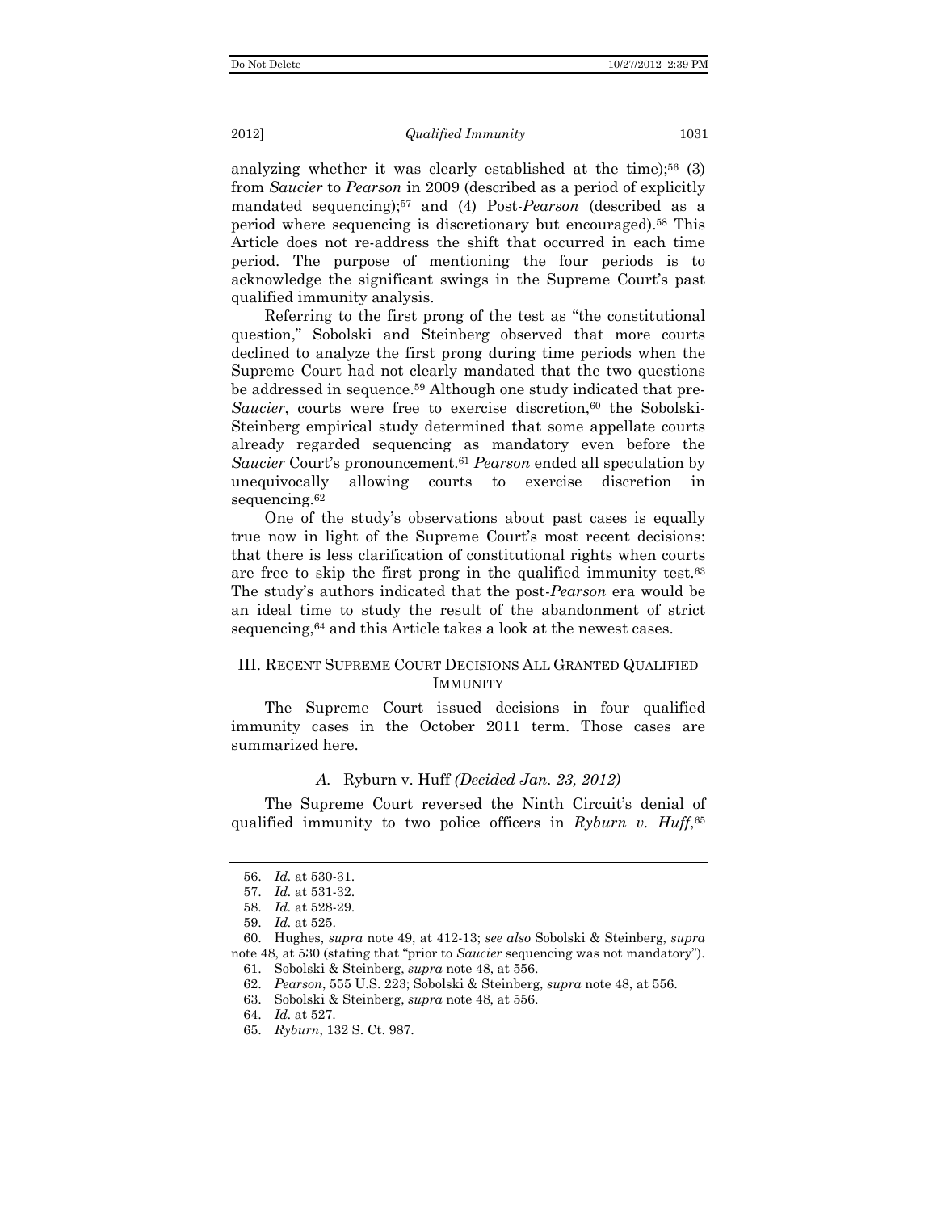analyzing whether it was clearly established at the time);[56] (3) from *Saucier* to *Pearson* in 2009 (described as a period of explicitly mandated sequencing);[57] and (4) Post-*Pearson* (described as a period where sequencing is discretionary but encouraged).[58] This Article does not re-address the shift that occurred in each time period. The purpose of mentioning the four periods is to acknowledge the significant swings in the Supreme Court's past qualified immunity analysis.

Referring to the first prong of the test as "the constitutional question," Sobolski and Steinberg observed that more courts declined to analyze the first prong during time periods when the Supreme Court had not clearly mandated that the two questions be addressed in sequence.[59] Although one study indicated that pre-*Saucier*, courts were free to exercise discretion,[60] the Sobolski-Steinberg empirical study determined that some appellate courts already regarded sequencing as mandatory even before the *Saucier* Court's pronouncement.[61] *Pearson* ended all speculation by unequivocally allowing courts to exercise discretion in sequencing.[62]

One of the study's observations about past cases is equally true now in light of the Supreme Court's most recent decisions: that there is less clarification of constitutional rights when courts are free to skip the first prong in the qualified immunity test.[63] The study's authors indicated that the post-*Pearson* era would be an ideal time to study the result of the abandonment of strict sequencing,[64] and this Article takes a look at the newest cases.

## III. Recent Supreme Court Decisions All Granted Qualified Immunity

The Supreme Court issued decisions in four qualified immunity cases in the October 2011 term. Those cases are summarized here.

### *A.* Ryburn v. Huff *(Decided Jan. 23, 2012)*

The Supreme Court reversed the Ninth Circuit's denial of qualified immunity to two police officers in *Ryburn v. Huff*,[65]

---

56. *Id.* at 530-31.

57. *Id.* at 531-32.

58. *Id.* at 528-29.

59. *Id.* at 525.

60. Hughes, *supra* note 49, at 412-13; *see also* Sobolski & Steinberg, *supra* note 48, at 530 (stating that "prior to *Saucier* sequencing was not mandatory").

61. Sobolski & Steinberg, *supra* note 48, at 556.

62. *Pearson*, 555 U.S. 223; Sobolski & Steinberg, *supra* note 48, at 556.

63. Sobolski & Steinberg, *supra* note 48, at 556.

64. *Id*. at 527.

65. *Ryburn*, 132 S. Ct. 987.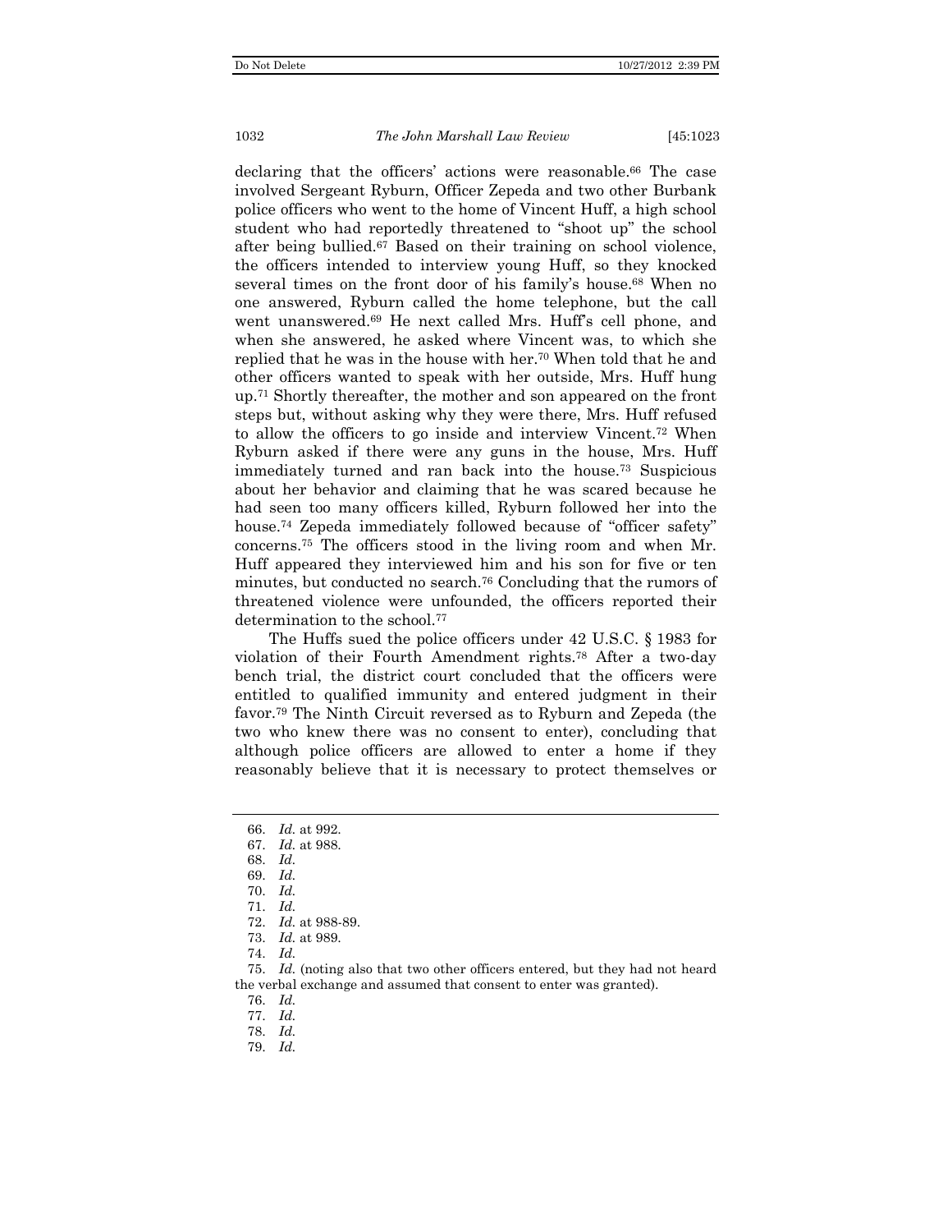declaring that the officers' actions were reasonable.[66] The case involved Sergeant Ryburn, Officer Zepeda and two other Burbank police officers who went to the home of Vincent Huff, a high school student who had reportedly threatened to "shoot up" the school after being bullied.[67] Based on their training on school violence, the officers intended to interview young Huff, so they knocked several times on the front door of his family's house.[68] When no one answered, Ryburn called the home telephone, but the call went unanswered.[69] He next called Mrs. Huff's cell phone, and when she answered, he asked where Vincent was, to which she replied that he was in the house with her.[70] When told that he and other officers wanted to speak with her outside, Mrs. Huff hung up.[71] Shortly thereafter, the mother and son appeared on the front steps but, without asking why they were there, Mrs. Huff refused to allow the officers to go inside and interview Vincent.[72] When Ryburn asked if there were any guns in the house, Mrs. Huff immediately turned and ran back into the house.[73] Suspicious about her behavior and claiming that he was scared because he had seen too many officers killed, Ryburn followed her into the house.[74] Zepeda immediately followed because of "officer safety" concerns.[75] The officers stood in the living room and when Mr. Huff appeared they interviewed him and his son for five or ten minutes, but conducted no search.[76] Concluding that the rumors of threatened violence were unfounded, the officers reported their determination to the school.[77]

The Huffs sued the police officers under 42 U.S.C. § 1983 for violation of their Fourth Amendment rights.[78] After a two-day bench trial, the district court concluded that the officers were entitled to qualified immunity and entered judgment in their favor.[79] The Ninth Circuit reversed as to Ryburn and Zepeda (the two who knew there was no consent to enter), concluding that although police officers are allowed to enter a home if they reasonably believe that it is necessary to protect themselves or

---

66. *Id.* at 992.
67. *Id.* at 988.
68. *Id.*
69. *Id.*
70. *Id.*
71. *Id.*
72. *Id.* at 988-89.
73. *Id.* at 989.
74. *Id.*
75. *Id.* (noting also that two other officers entered, but they had not heard the verbal exchange and assumed that consent to enter was granted).
76. *Id.*
77. *Id.*
78. *Id.*
79. *Id.*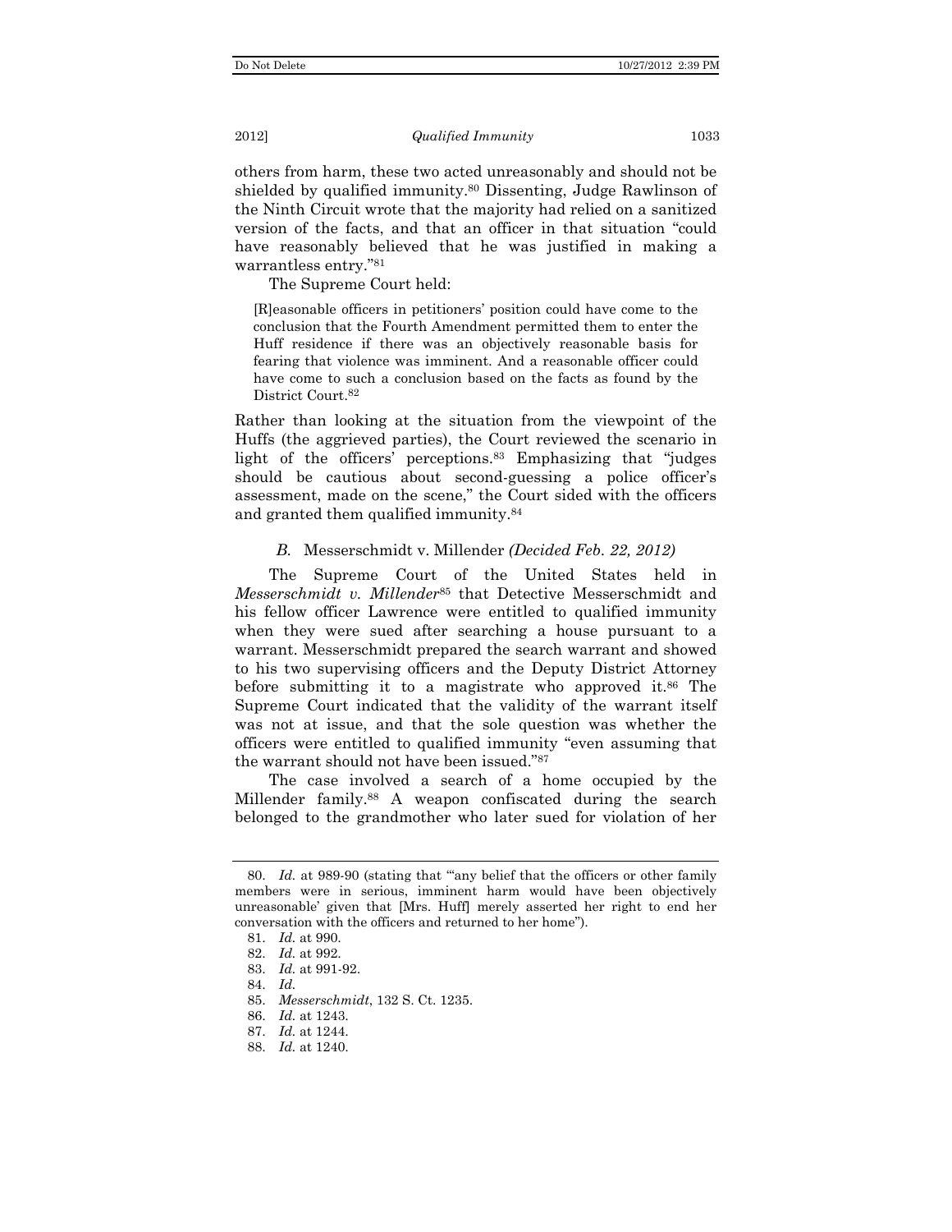others from harm, these two acted unreasonably and should not be shielded by qualified immunity.[80] Dissenting, Judge Rawlinson of the Ninth Circuit wrote that the majority had relied on a sanitized version of the facts, and that an officer in that situation "could have reasonably believed that he was justified in making a warrantless entry."[81]

The Supreme Court held:

> [R]easonable officers in petitioners' position could have come to the conclusion that the Fourth Amendment permitted them to enter the Huff residence if there was an objectively reasonable basis for fearing that violence was imminent. And a reasonable officer could have come to such a conclusion based on the facts as found by the District Court.[82]

Rather than looking at the situation from the viewpoint of the Huffs (the aggrieved parties), the Court reviewed the scenario in light of the officers' perceptions.[83] Emphasizing that "judges should be cautious about second-guessing a police officer's assessment, made on the scene," the Court sided with the officers and granted them qualified immunity.[84]

### *B.* Messerschmidt v. Millender *(Decided Feb. 22, 2012)*

The Supreme Court of the United States held in *Messerschmidt v. Millender*[85] that Detective Messerschmidt and his fellow officer Lawrence were entitled to qualified immunity when they were sued after searching a house pursuant to a warrant. Messerschmidt prepared the search warrant and showed to his two supervising officers and the Deputy District Attorney before submitting it to a magistrate who approved it.[86] The Supreme Court indicated that the validity of the warrant itself was not at issue, and that the sole question was whether the officers were entitled to qualified immunity "even assuming that the warrant should not have been issued."[87]

The case involved a search of a home occupied by the Millender family.[88] A weapon confiscated during the search belonged to the grandmother who later sued for violation of her

---

80. *Id.* at 989-90 (stating that "'any belief that the officers or other family members were in serious, imminent harm would have been objectively unreasonable' given that [Mrs. Huff] merely asserted her right to end her conversation with the officers and returned to her home").

81. *Id.* at 990.

82. *Id.* at 992.

83. *Id.* at 991-92.

84. *Id.*

85. *Messerschmidt*, 132 S. Ct. 1235.

86. *Id.* at 1243.

87. *Id.* at 1244.

88. *Id.* at 1240.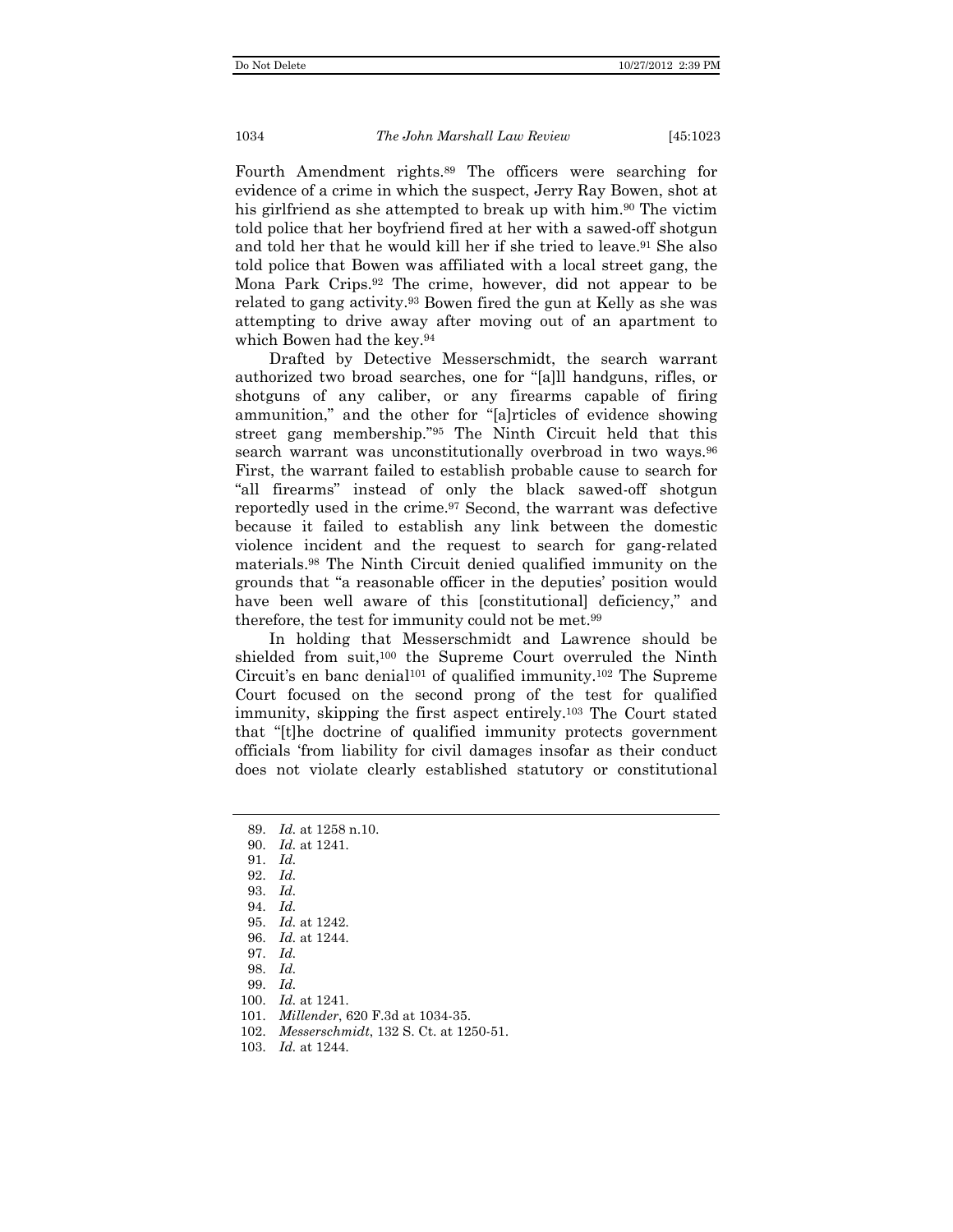Fourth Amendment rights.[89] The officers were searching for evidence of a crime in which the suspect, Jerry Ray Bowen, shot at his girlfriend as she attempted to break up with him.[90] The victim told police that her boyfriend fired at her with a sawed-off shotgun and told her that he would kill her if she tried to leave.[91] She also told police that Bowen was affiliated with a local street gang, the Mona Park Crips.[92] The crime, however, did not appear to be related to gang activity.[93] Bowen fired the gun at Kelly as she was attempting to drive away after moving out of an apartment to which Bowen had the key.[94]

Drafted by Detective Messerschmidt, the search warrant authorized two broad searches, one for "[a]ll handguns, rifles, or shotguns of any caliber, or any firearms capable of firing ammunition," and the other for "[a]rticles of evidence showing street gang membership."[95] The Ninth Circuit held that this search warrant was unconstitutionally overbroad in two ways.[96] First, the warrant failed to establish probable cause to search for "all firearms" instead of only the black sawed-off shotgun reportedly used in the crime.[97] Second, the warrant was defective because it failed to establish any link between the domestic violence incident and the request to search for gang-related materials.[98] The Ninth Circuit denied qualified immunity on the grounds that "a reasonable officer in the deputies' position would have been well aware of this [constitutional] deficiency," and therefore, the test for immunity could not be met.[99]

In holding that Messerschmidt and Lawrence should be shielded from suit,[100] the Supreme Court overruled the Ninth Circuit's en banc denial[101] of qualified immunity.[102] The Supreme Court focused on the second prong of the test for qualified immunity, skipping the first aspect entirely.[103] The Court stated that "[t]he doctrine of qualified immunity protects government officials 'from liability for civil damages insofar as their conduct does not violate clearly established statutory or constitutional

---

89. *Id.* at 1258 n.10.
90. *Id.* at 1241.
91. *Id.*
92. *Id.*
93. *Id*.
94. *Id.*
95. *Id.* at 1242.
96. *Id.* at 1244.
97. *Id.*
98. *Id.*
99. *Id.*
100. *Id.* at 1241.
101. *Millender*, 620 F.3d at 1034-35.
102. *Messerschmidt*, 132 S. Ct. at 1250-51.
103. *Id.* at 1244.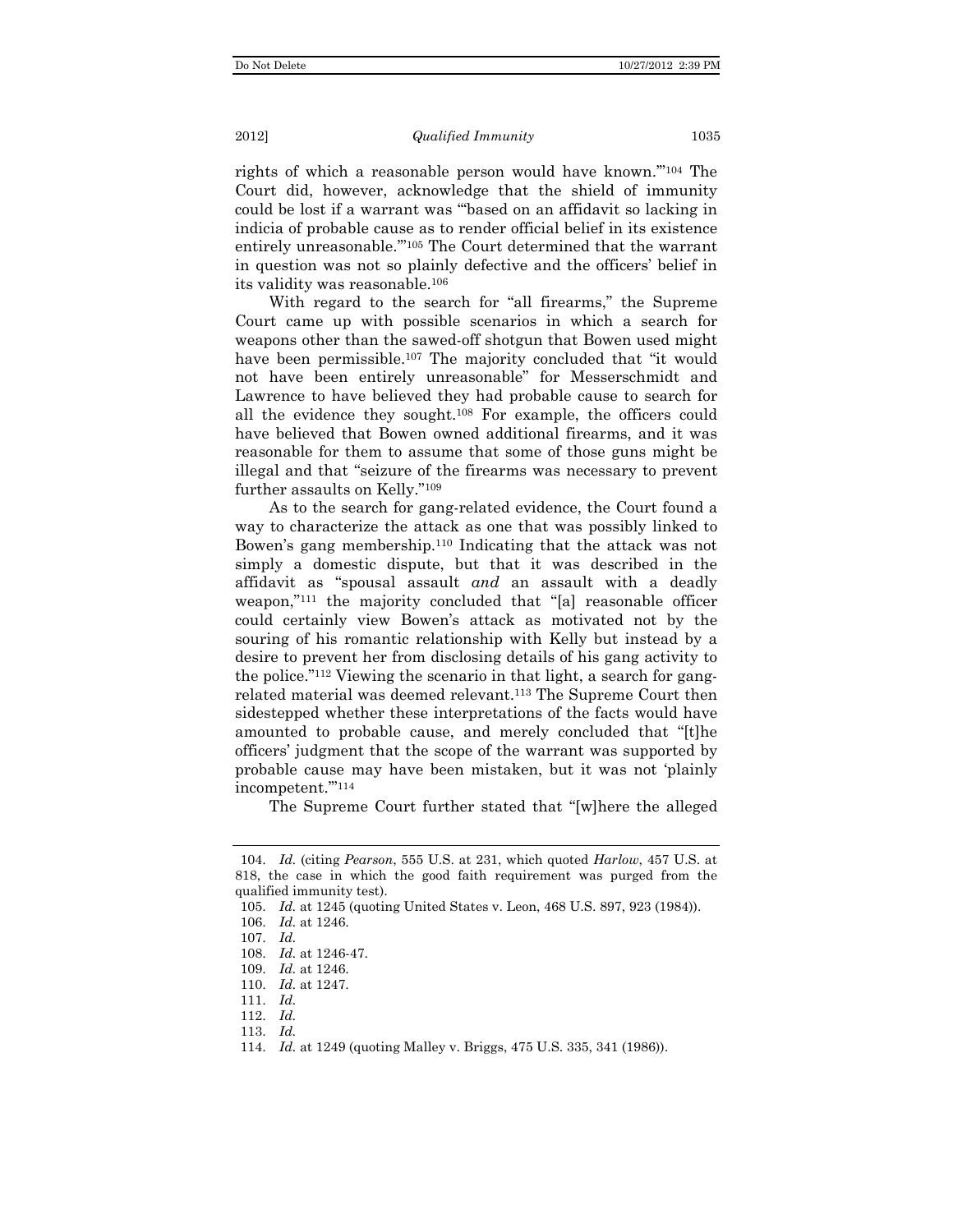rights of which a reasonable person would have known.'"[104] The Court did, however, acknowledge that the shield of immunity could be lost if a warrant was "'based on an affidavit so lacking in indicia of probable cause as to render official belief in its existence entirely unreasonable.'"[105] The Court determined that the warrant in question was not so plainly defective and the officers' belief in its validity was reasonable.[106]

With regard to the search for "all firearms," the Supreme Court came up with possible scenarios in which a search for weapons other than the sawed-off shotgun that Bowen used might have been permissible.[107] The majority concluded that "it would not have been entirely unreasonable" for Messerschmidt and Lawrence to have believed they had probable cause to search for all the evidence they sought.[108] For example, the officers could have believed that Bowen owned additional firearms, and it was reasonable for them to assume that some of those guns might be illegal and that "seizure of the firearms was necessary to prevent further assaults on Kelly."[109]

As to the search for gang-related evidence, the Court found a way to characterize the attack as one that was possibly linked to Bowen's gang membership.[110] Indicating that the attack was not simply a domestic dispute, but that it was described in the affidavit as "spousal assault *and* an assault with a deadly weapon,"[111] the majority concluded that "[a] reasonable officer could certainly view Bowen's attack as motivated not by the souring of his romantic relationship with Kelly but instead by a desire to prevent her from disclosing details of his gang activity to the police."[112] Viewing the scenario in that light, a search for gang-related material was deemed relevant.[113] The Supreme Court then sidestepped whether these interpretations of the facts would have amounted to probable cause, and merely concluded that "[t]he officers' judgment that the scope of the warrant was supported by probable cause may have been mistaken, but it was not 'plainly incompetent.'"[114]

The Supreme Court further stated that "[w]here the alleged

---

104. *Id.* (citing *Pearson*, 555 U.S. at 231, which quoted *Harlow*, 457 U.S. at 818, the case in which the good faith requirement was purged from the qualified immunity test).

105. *Id.* at 1245 (quoting United States v. Leon, 468 U.S. 897, 923 (1984)).

106. *Id.* at 1246.

107. *Id.*

108. *Id.* at 1246-47.

109. *Id.* at 1246.

110. *Id.* at 1247.

111. *Id.*

112. *Id.*

113. *Id.*

114. *Id.* at 1249 (quoting Malley v. Briggs, 475 U.S. 335, 341 (1986)).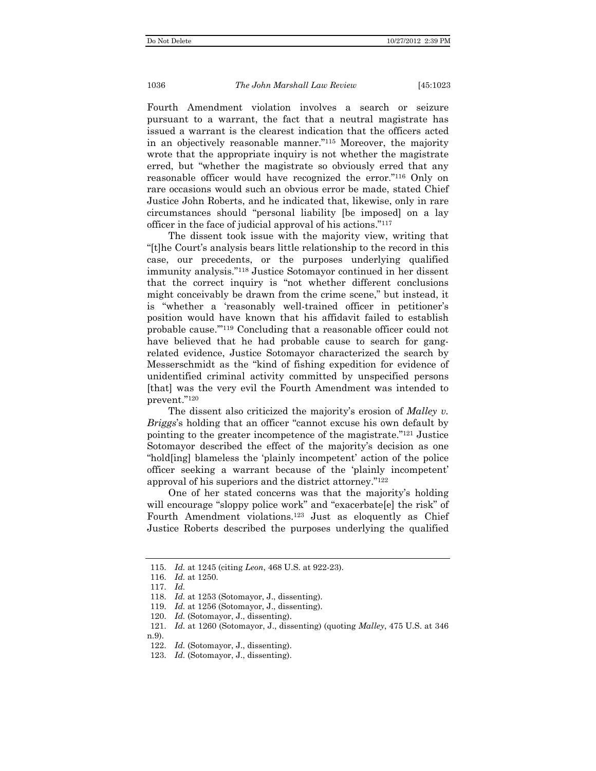Fourth Amendment violation involves a search or seizure pursuant to a warrant, the fact that a neutral magistrate has issued a warrant is the clearest indication that the officers acted in an objectively reasonable manner."[115] Moreover, the majority wrote that the appropriate inquiry is not whether the magistrate erred, but "whether the magistrate so obviously erred that any reasonable officer would have recognized the error."[116] Only on rare occasions would such an obvious error be made, stated Chief Justice John Roberts, and he indicated that, likewise, only in rare circumstances should "personal liability [be imposed] on a lay officer in the face of judicial approval of his actions."[117]

The dissent took issue with the majority view, writing that "[t]he Court's analysis bears little relationship to the record in this case, our precedents, or the purposes underlying qualified immunity analysis."[118] Justice Sotomayor continued in her dissent that the correct inquiry is "not whether different conclusions might conceivably be drawn from the crime scene," but instead, it is "whether a 'reasonably well-trained officer in petitioner's position would have known that his affidavit failed to establish probable cause.'"[119] Concluding that a reasonable officer could not have believed that he had probable cause to search for gang-related evidence, Justice Sotomayor characterized the search by Messerschmidt as the "kind of fishing expedition for evidence of unidentified criminal activity committed by unspecified persons [that] was the very evil the Fourth Amendment was intended to prevent."[120]

The dissent also criticized the majority's erosion of *Malley v. Briggs*'s holding that an officer "cannot excuse his own default by pointing to the greater incompetence of the magistrate."[121] Justice Sotomayor described the effect of the majority's decision as one "hold[ing] blameless the 'plainly incompetent' action of the police officer seeking a warrant because of the 'plainly incompetent' approval of his superiors and the district attorney."[122]

One of her stated concerns was that the majority's holding will encourage "sloppy police work" and "exacerbate[e] the risk" of Fourth Amendment violations.[123] Just as eloquently as Chief Justice Roberts described the purposes underlying the qualified

---

115. *Id.* at 1245 (citing *Leon*, 468 U.S. at 922-23).

116. *Id.* at 1250.

117. *Id.*

118. *Id.* at 1253 (Sotomayor, J., dissenting).

119. *Id.* at 1256 (Sotomayor, J., dissenting).

120. *Id.* (Sotomayor, J., dissenting).

121. *Id.* at 1260 (Sotomayor, J., dissenting) (quoting *Malley*, 475 U.S. at 346 n.9).

122. *Id.* (Sotomayor, J., dissenting).

123. *Id.* (Sotomayor, J., dissenting).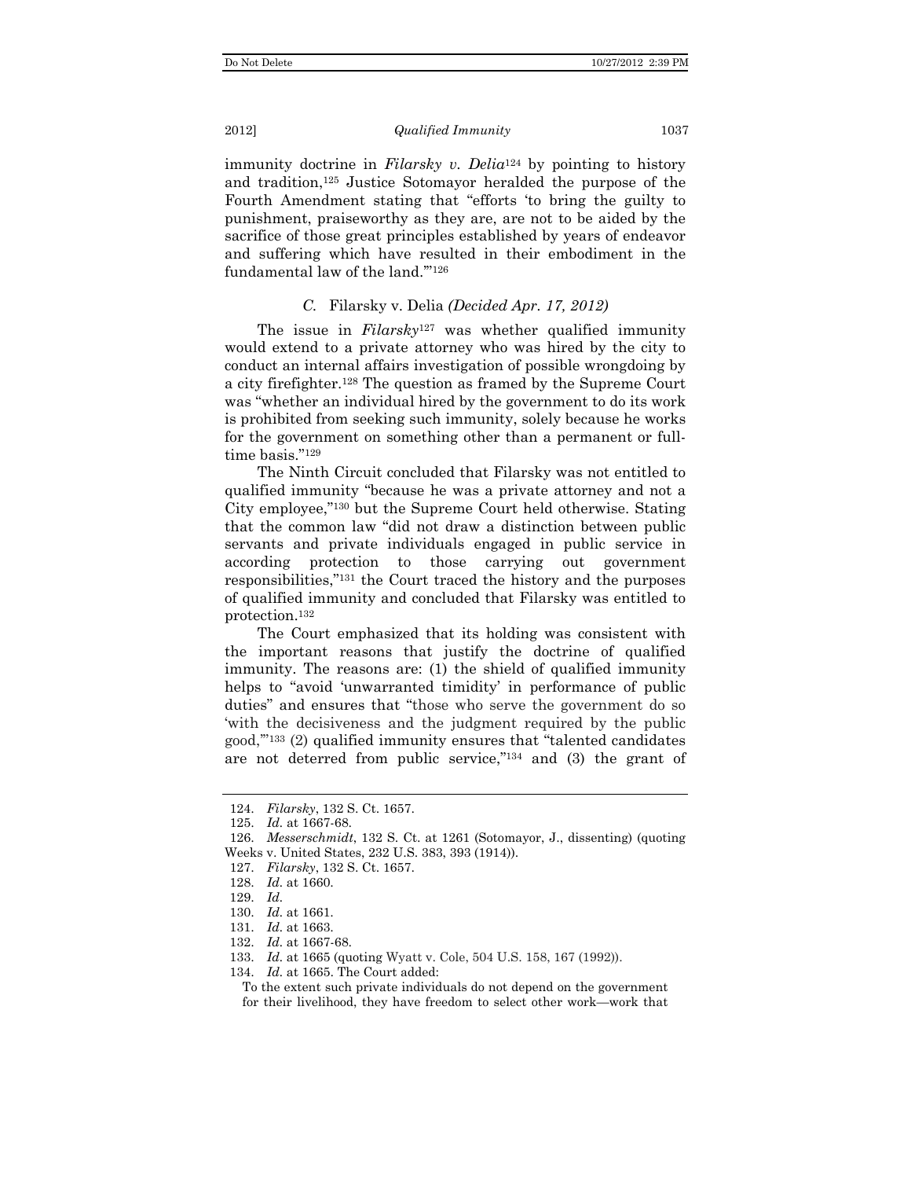immunity doctrine in *Filarsky v. Delia*[124] by pointing to history and tradition,[125] Justice Sotomayor heralded the purpose of the Fourth Amendment stating that "efforts 'to bring the guilty to punishment, praiseworthy as they are, are not to be aided by the sacrifice of those great principles established by years of endeavor and suffering which have resulted in their embodiment in the fundamental law of the land.'"[126]

### *C.* Filarsky v. Delia *(Decided Apr. 17, 2012)*

The issue in *Filarsky*[127] was whether qualified immunity would extend to a private attorney who was hired by the city to conduct an internal affairs investigation of possible wrongdoing by a city firefighter.[128] The question as framed by the Supreme Court was "whether an individual hired by the government to do its work is prohibited from seeking such immunity, solely because he works for the government on something other than a permanent or full-time basis."[129]

The Ninth Circuit concluded that Filarsky was not entitled to qualified immunity "because he was a private attorney and not a City employee,"[130] but the Supreme Court held otherwise. Stating that the common law "did not draw a distinction between public servants and private individuals engaged in public service in according protection to those carrying out government responsibilities,"[131] the Court traced the history and the purposes of qualified immunity and concluded that Filarsky was entitled to protection.[132]

The Court emphasized that its holding was consistent with the important reasons that justify the doctrine of qualified immunity. The reasons are: (1) the shield of qualified immunity helps to "avoid 'unwarranted timidity' in performance of public duties" and ensures that "those who serve the government do so 'with the decisiveness and the judgment required by the public good,'"[133] (2) qualified immunity ensures that "talented candidates are not deterred from public service,"[134] and (3) the grant of

---

124. *Filarsky*, 132 S. Ct. 1657.

125. *Id.* at 1667-68.

126. *Messerschmidt*, 132 S. Ct. at 1261 (Sotomayor, J., dissenting) (quoting Weeks v. United States, 232 U.S. 383, 393 (1914)).

127. *Filarsky*, 132 S. Ct. 1657.

128. *Id.* at 1660.

129. *Id.*

130. *Id.* at 1661.

131. *Id.* at 1663.

132. *Id.* at 1667-68.

133. *Id.* at 1665 (quoting Wyatt v. Cole, 504 U.S. 158, 167 (1992)).

134. *Id.* at 1665. The Court added:

> To the extent such private individuals do not depend on the government for their livelihood, they have freedom to select other work—work that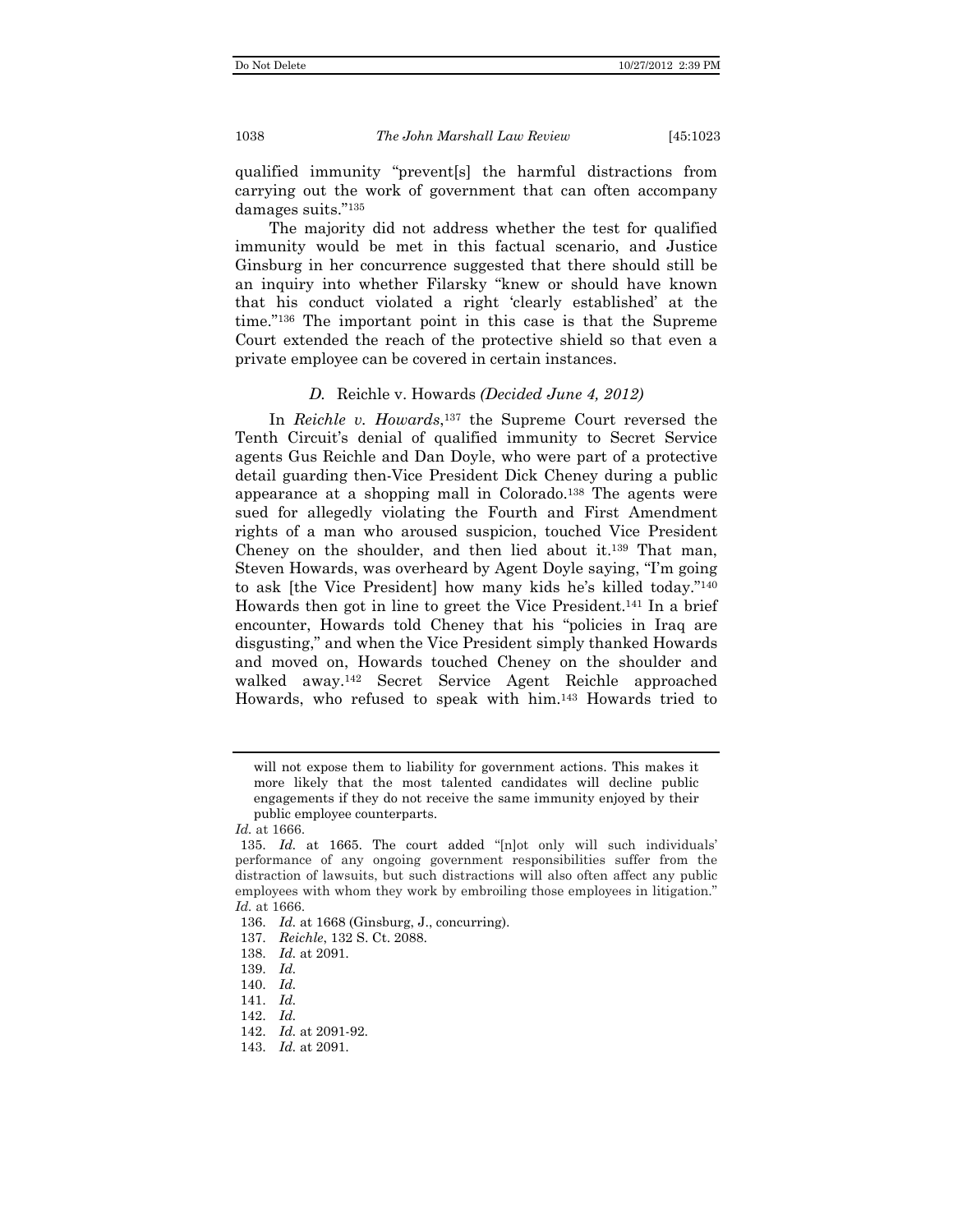qualified immunity "prevent[s] the harmful distractions from carrying out the work of government that can often accompany damages suits."[135]

The majority did not address whether the test for qualified immunity would be met in this factual scenario, and Justice Ginsburg in her concurrence suggested that there should still be an inquiry into whether Filarsky "knew or should have known that his conduct violated a right 'clearly established' at the time."[136] The important point in this case is that the Supreme Court extended the reach of the protective shield so that even a private employee can be covered in certain instances.

### *D.* Reichle v. Howards *(Decided June 4, 2012)*

In *Reichle v. Howards*,[137] the Supreme Court reversed the Tenth Circuit's denial of qualified immunity to Secret Service agents Gus Reichle and Dan Doyle, who were part of a protective detail guarding then-Vice President Dick Cheney during a public appearance at a shopping mall in Colorado.[138] The agents were sued for allegedly violating the Fourth and First Amendment rights of a man who aroused suspicion, touched Vice President Cheney on the shoulder, and then lied about it.[139] That man, Steven Howards, was overheard by Agent Doyle saying, "I'm going to ask [the Vice President] how many kids he's killed today."[140] Howards then got in line to greet the Vice President.[141] In a brief encounter, Howards told Cheney that his "policies in Iraq are disgusting," and when the Vice President simply thanked Howards and moved on, Howards touched Cheney on the shoulder and walked away.[142] Secret Service Agent Reichle approached Howards, who refused to speak with him.[143] Howards tried to

---

will not expose them to liability for government actions. This makes it more likely that the most talented candidates will decline public engagements if they do not receive the same immunity enjoyed by their public employee counterparts.

*Id.* at 1666.

135. *Id.* at 1665. The court added "[n]ot only will such individuals' performance of any ongoing government responsibilities suffer from the distraction of lawsuits, but such distractions will also often affect any public employees with whom they work by embroiling those employees in litigation." *Id.* at 1666.

136. *Id.* at 1668 (Ginsburg, J., concurring).

137. *Reichle*, 132 S. Ct. 2088.

138. *Id.* at 2091.

139. *Id.*

140. *Id.*

141. *Id.*

142. *Id.*

142. *Id.* at 2091-92.

143. *Id.* at 2091.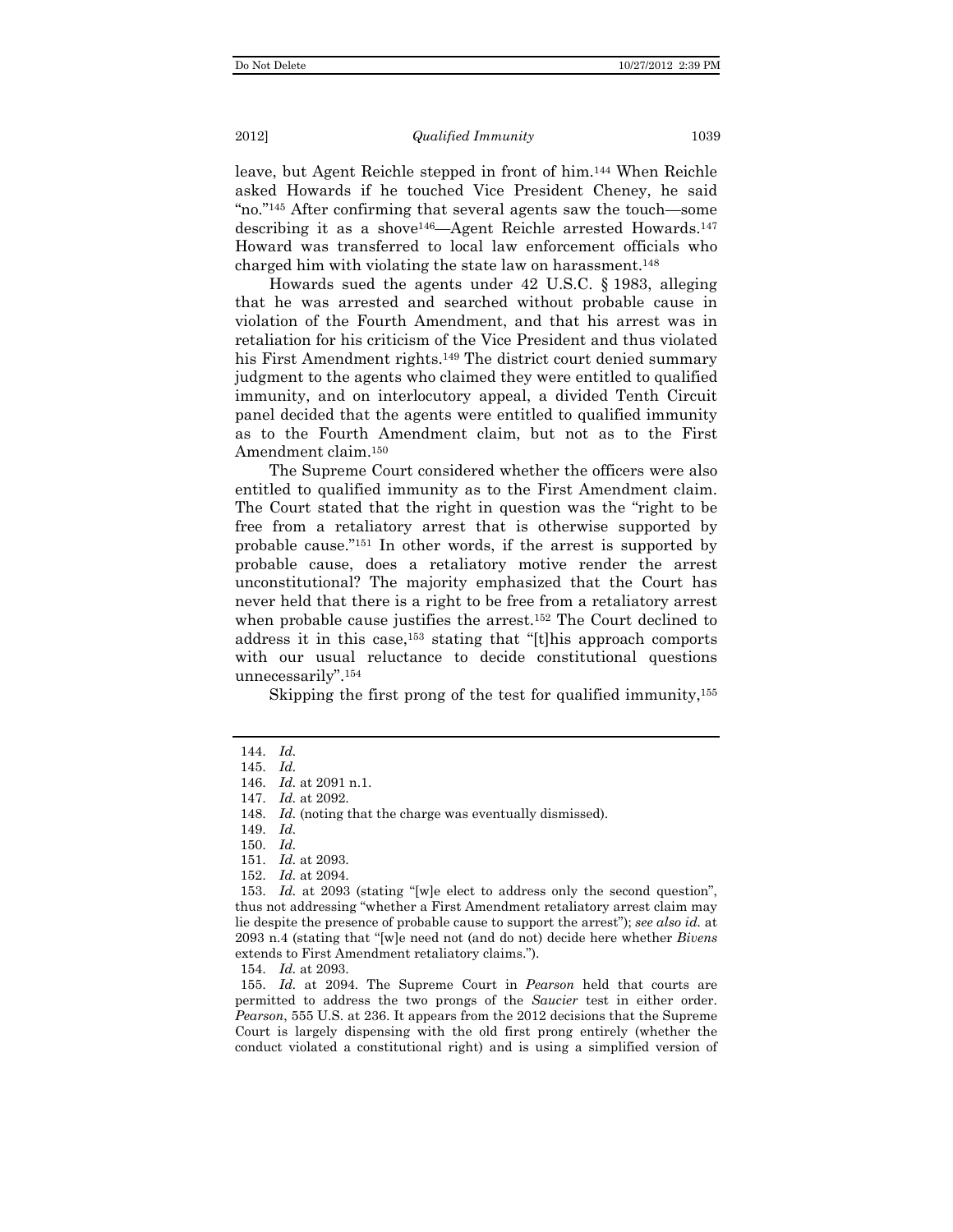leave, but Agent Reichle stepped in front of him.[144] When Reichle asked Howards if he touched Vice President Cheney, he said "no."[145] After confirming that several agents saw the touch—some describing it as a shove[146]—Agent Reichle arrested Howards.[147] Howard was transferred to local law enforcement officials who charged him with violating the state law on harassment.[148]

Howards sued the agents under 42 U.S.C. § 1983, alleging that he was arrested and searched without probable cause in violation of the Fourth Amendment, and that his arrest was in retaliation for his criticism of the Vice President and thus violated his First Amendment rights.[149] The district court denied summary judgment to the agents who claimed they were entitled to qualified immunity, and on interlocutory appeal, a divided Tenth Circuit panel decided that the agents were entitled to qualified immunity as to the Fourth Amendment claim, but not as to the First Amendment claim.[150]

The Supreme Court considered whether the officers were also entitled to qualified immunity as to the First Amendment claim. The Court stated that the right in question was the "right to be free from a retaliatory arrest that is otherwise supported by probable cause."[151] In other words, if the arrest is supported by probable cause, does a retaliatory motive render the arrest unconstitutional? The majority emphasized that the Court has never held that there is a right to be free from a retaliatory arrest when probable cause justifies the arrest.[152] The Court declined to address it in this case,[153] stating that "[t]his approach comports with our usual reluctance to decide constitutional questions unnecessarily".[154]

Skipping the first prong of the test for qualified immunity,[155]

---

144. *Id.*

145. *Id.*

146. *Id.* at 2091 n.1.

147. *Id.* at 2092.

148. *Id.* (noting that the charge was eventually dismissed).

149. *Id.*

150. *Id.*

151. *Id.* at 2093.

152. *Id.* at 2094.

153. *Id.* at 2093 (stating "[w]e elect to address only the second question", thus not addressing "whether a First Amendment retaliatory arrest claim may lie despite the presence of probable cause to support the arrest"); *see also id.* at 2093 n.4 (stating that "[w]e need not (and do not) decide here whether *Bivens* extends to First Amendment retaliatory claims.").

154. *Id.* at 2093.

155. *Id.* at 2094. The Supreme Court in *Pearson* held that courts are permitted to address the two prongs of the *Saucier* test in either order. *Pearson*, 555 U.S. at 236. It appears from the 2012 decisions that the Supreme Court is largely dispensing with the old first prong entirely (whether the conduct violated a constitutional right) and is using a simplified version of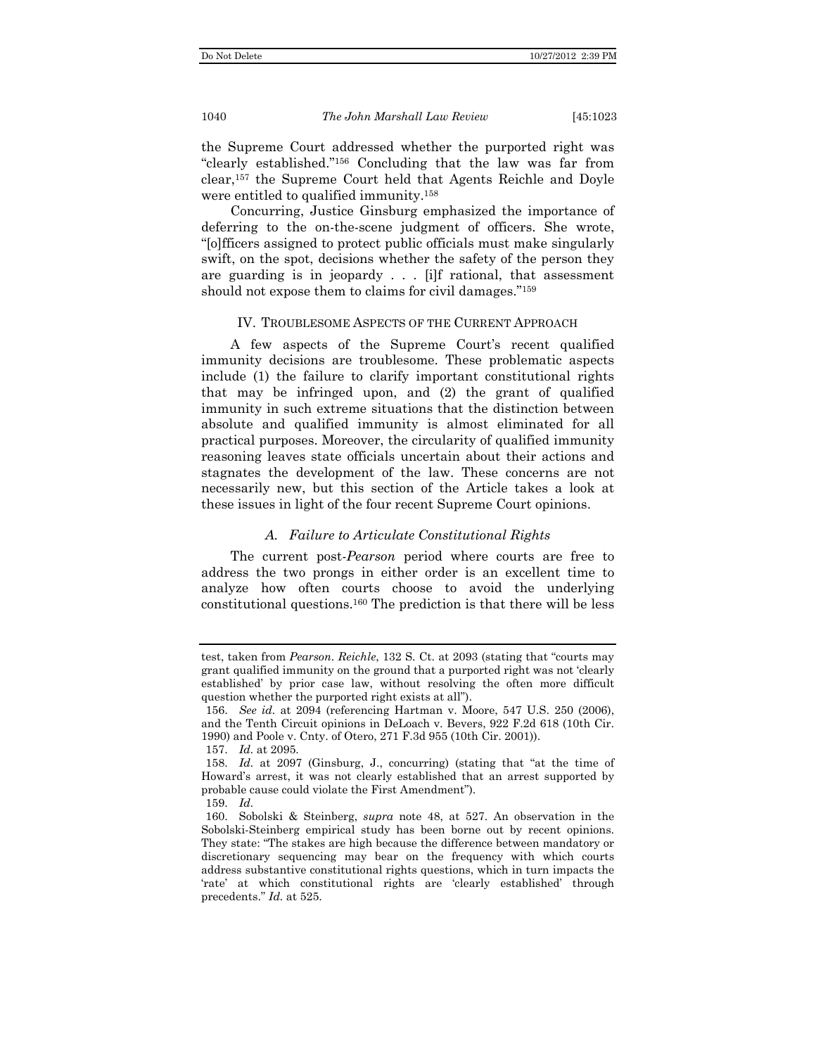the Supreme Court addressed whether the purported right was "clearly established."[156] Concluding that the law was far from clear,[157] the Supreme Court held that Agents Reichle and Doyle were entitled to qualified immunity.[158]

Concurring, Justice Ginsburg emphasized the importance of deferring to the on-the-scene judgment of officers. She wrote, "[o]fficers assigned to protect public officials must make singularly swift, on the spot, decisions whether the safety of the person they are guarding is in jeopardy . . . [i]f rational, that assessment should not expose them to claims for civil damages."[159]

## IV. TROUBLESOME ASPECTS OF THE CURRENT APPROACH

A few aspects of the Supreme Court's recent qualified immunity decisions are troublesome. These problematic aspects include (1) the failure to clarify important constitutional rights that may be infringed upon, and (2) the grant of qualified immunity in such extreme situations that the distinction between absolute and qualified immunity is almost eliminated for all practical purposes. Moreover, the circularity of qualified immunity reasoning leaves state officials uncertain about their actions and stagnates the development of the law. These concerns are not necessarily new, but this section of the Article takes a look at these issues in light of the four recent Supreme Court opinions.

### *A. Failure to Articulate Constitutional Rights*

The current post-*Pearson* period where courts are free to address the two prongs in either order is an excellent time to analyze how often courts choose to avoid the underlying constitutional questions.[160] The prediction is that there will be less

---

test, taken from *Pearson*. *Reichle*, 132 S. Ct. at 2093 (stating that "courts may grant qualified immunity on the ground that a purported right was not 'clearly established' by prior case law, without resolving the often more difficult question whether the purported right exists at all").

156. *See id.* at 2094 (referencing Hartman v. Moore, 547 U.S. 250 (2006), and the Tenth Circuit opinions in DeLoach v. Bevers, 922 F.2d 618 (10th Cir. 1990) and Poole v. Cnty. of Otero, 271 F.3d 955 (10th Cir. 2001)).

157. *Id.* at 2095.

158. *Id.* at 2097 (Ginsburg, J., concurring) (stating that "at the time of Howard's arrest, it was not clearly established that an arrest supported by probable cause could violate the First Amendment").

159. *Id.*

160. Sobolski & Steinberg, *supra* note 48, at 527. An observation in the Sobolski-Steinberg empirical study has been borne out by recent opinions. They state: "The stakes are high because the difference between mandatory or discretionary sequencing may bear on the frequency with which courts address substantive constitutional rights questions, which in turn impacts the 'rate' at which constitutional rights are 'clearly established' through precedents." *Id.* at 525.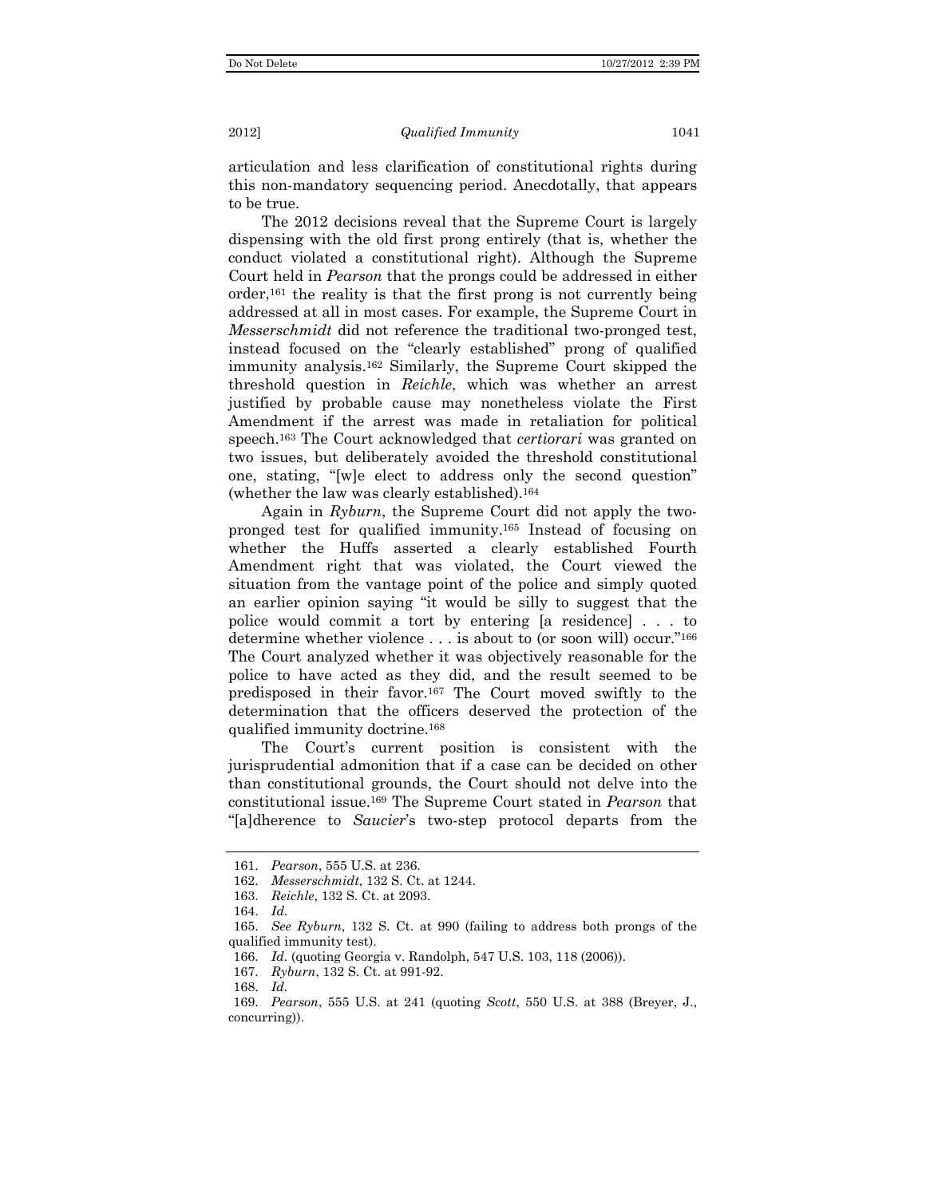articulation and less clarification of constitutional rights during this non-mandatory sequencing period. Anecdotally, that appears to be true.

The 2012 decisions reveal that the Supreme Court is largely dispensing with the old first prong entirely (that is, whether the conduct violated a constitutional right). Although the Supreme Court held in *Pearson* that the prongs could be addressed in either order,[161] the reality is that the first prong is not currently being addressed at all in most cases. For example, the Supreme Court in *Messerschmidt* did not reference the traditional two-pronged test, instead focused on the "clearly established" prong of qualified immunity analysis.[162] Similarly, the Supreme Court skipped the threshold question in *Reichle*, which was whether an arrest justified by probable cause may nonetheless violate the First Amendment if the arrest was made in retaliation for political speech.[163] The Court acknowledged that *certiorari* was granted on two issues, but deliberately avoided the threshold constitutional one, stating, "[w]e elect to address only the second question" (whether the law was clearly established).[164]

Again in *Ryburn*, the Supreme Court did not apply the two-pronged test for qualified immunity.[165] Instead of focusing on whether the Huffs asserted a clearly established Fourth Amendment right that was violated, the Court viewed the situation from the vantage point of the police and simply quoted an earlier opinion saying "it would be silly to suggest that the police would commit a tort by entering [a residence] . . . to determine whether violence . . . is about to (or soon will) occur."[166] The Court analyzed whether it was objectively reasonable for the police to have acted as they did, and the result seemed to be predisposed in their favor.[167] The Court moved swiftly to the determination that the officers deserved the protection of the qualified immunity doctrine.[168]

The Court's current position is consistent with the jurisprudential admonition that if a case can be decided on other than constitutional grounds, the Court should not delve into the constitutional issue.[169] The Supreme Court stated in *Pearson* that "[a]dherence to *Saucier*'s two-step protocol departs from the

---

161. *Pearson*, 555 U.S. at 236.

162. *Messerschmidt*, 132 S. Ct. at 1244.

163. *Reichle*, 132 S. Ct. at 2093.

164. *Id.*

165. *See Ryburn*, 132 S. Ct. at 990 (failing to address both prongs of the qualified immunity test).

166. *Id.* (quoting Georgia v. Randolph, 547 U.S. 103, 118 (2006)).

167. *Ryburn*, 132 S. Ct. at 991-92.

168. *Id.*

169. *Pearson*, 555 U.S. at 241 (quoting *Scott*, 550 U.S. at 388 (Breyer, J., concurring)).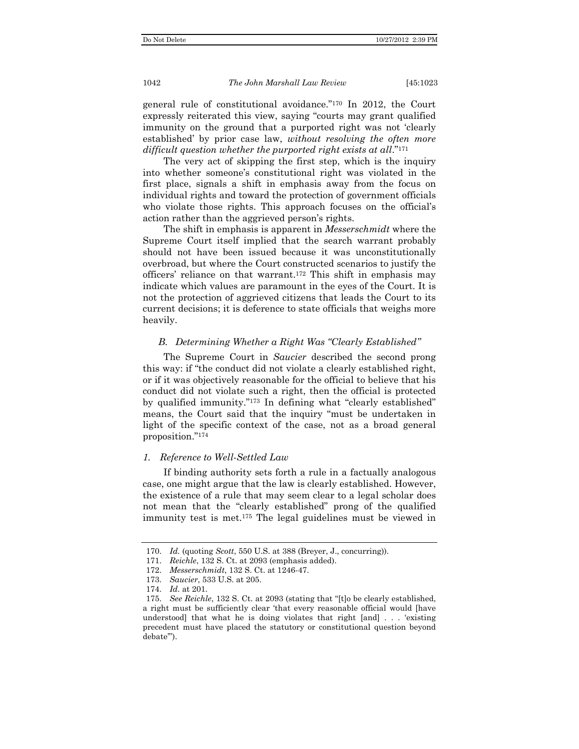general rule of constitutional avoidance."[170] In 2012, the Court expressly reiterated this view, saying "courts may grant qualified immunity on the ground that a purported right was not 'clearly established' by prior case law, *without resolving the often more difficult question whether the purported right exists at all*."[171]

The very act of skipping the first step, which is the inquiry into whether someone's constitutional right was violated in the first place, signals a shift in emphasis away from the focus on individual rights and toward the protection of government officials who violate those rights. This approach focuses on the official's action rather than the aggrieved person's rights.

The shift in emphasis is apparent in *Messerschmidt* where the Supreme Court itself implied that the search warrant probably should not have been issued because it was unconstitutionally overbroad, but where the Court constructed scenarios to justify the officers' reliance on that warrant.[172] This shift in emphasis may indicate which values are paramount in the eyes of the Court. It is not the protection of aggrieved citizens that leads the Court to its current decisions; it is deference to state officials that weighs more heavily.

### *B. Determining Whether a Right Was "Clearly Established"*

The Supreme Court in *Saucier* described the second prong this way: if "the conduct did not violate a clearly established right, or if it was objectively reasonable for the official to believe that his conduct did not violate such a right, then the official is protected by qualified immunity."[173] In defining what "clearly established" means, the Court said that the inquiry "must be undertaken in light of the specific context of the case, not as a broad general proposition."[174]

#### *1. Reference to Well-Settled Law*

If binding authority sets forth a rule in a factually analogous case, one might argue that the law is clearly established. However, the existence of a rule that may seem clear to a legal scholar does not mean that the "clearly established" prong of the qualified immunity test is met.[175] The legal guidelines must be viewed in

---

170. *Id.* (quoting *Scott*, 550 U.S. at 388 (Breyer, J., concurring)).

171. *Reichle*, 132 S. Ct. at 2093 (emphasis added).

172. *Messerschmidt*, 132 S. Ct. at 1246-47.

173. *Saucier*, 533 U.S. at 205.

174. *Id.* at 201.

175. *See Reichle*, 132 S. Ct. at 2093 (stating that "[t]o be clearly established, a right must be sufficiently clear 'that every reasonable official would [have understood] that what he is doing violates that right [and] . . . 'existing precedent must have placed the statutory or constitutional question beyond debate'").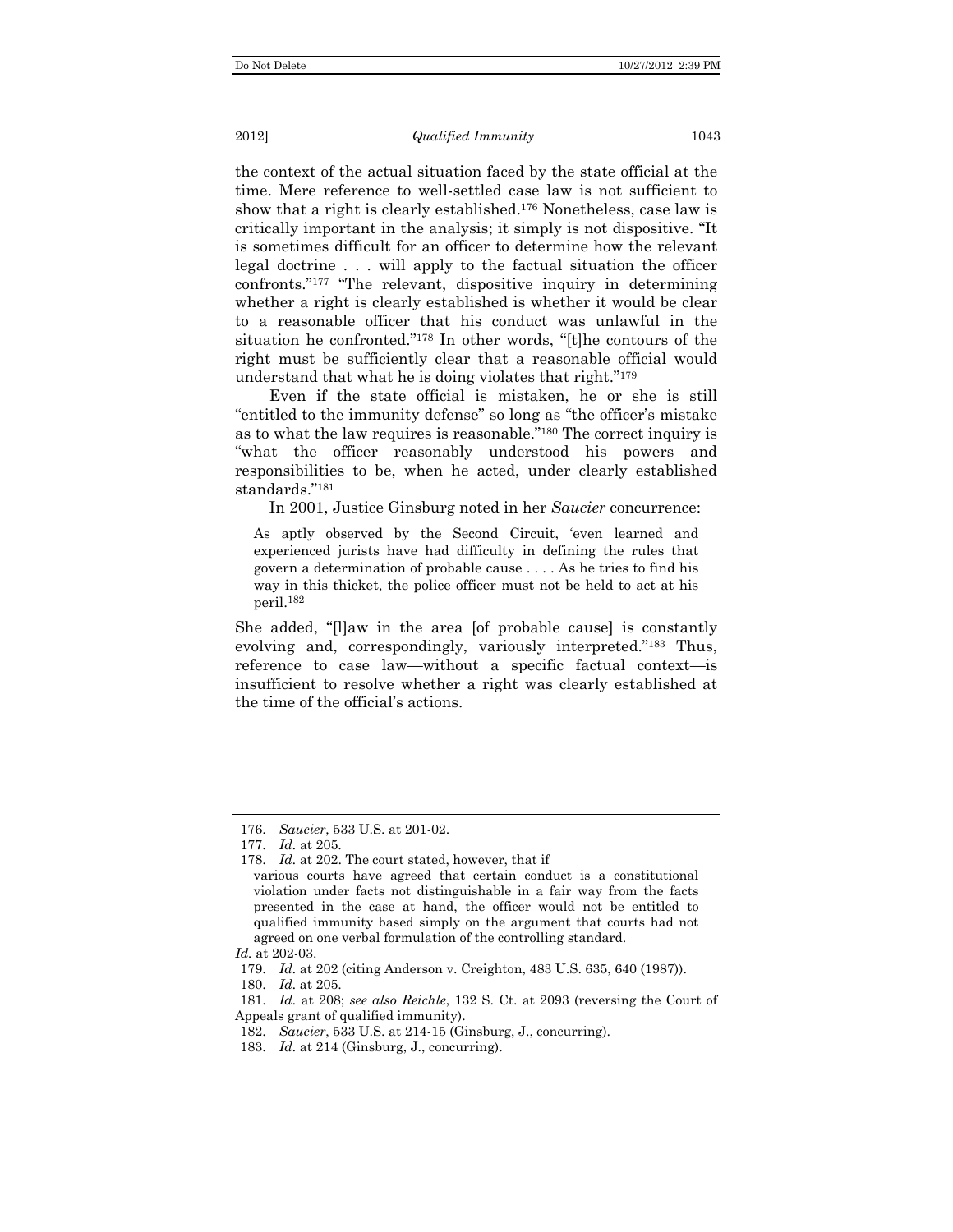the context of the actual situation faced by the state official at the time. Mere reference to well-settled case law is not sufficient to show that a right is clearly established.[176] Nonetheless, case law is critically important in the analysis; it simply is not dispositive. "It is sometimes difficult for an officer to determine how the relevant legal doctrine . . . will apply to the factual situation the officer confronts."[177] "The relevant, dispositive inquiry in determining whether a right is clearly established is whether it would be clear to a reasonable officer that his conduct was unlawful in the situation he confronted."[178] In other words, "[t]he contours of the right must be sufficiently clear that a reasonable official would understand that what he is doing violates that right."[179]

Even if the state official is mistaken, he or she is still "entitled to the immunity defense" so long as "the officer's mistake as to what the law requires is reasonable."[180] The correct inquiry is "what the officer reasonably understood his powers and responsibilities to be, when he acted, under clearly established standards."[181]

In 2001, Justice Ginsburg noted in her *Saucier* concurrence:

> As aptly observed by the Second Circuit, 'even learned and experienced jurists have had difficulty in defining the rules that govern a determination of probable cause . . . . As he tries to find his way in this thicket, the police officer must not be held to act at his peril.[182]

She added, "[l]aw in the area [of probable cause] is constantly evolving and, correspondingly, variously interpreted."[183] Thus, reference to case law—without a specific factual context—is insufficient to resolve whether a right was clearly established at the time of the official's actions.

---

176. *Saucier*, 533 U.S. at 201-02.

177. *Id.* at 205.

178. *Id.* at 202. The court stated, however, that if

> various courts have agreed that certain conduct is a constitutional violation under facts not distinguishable in a fair way from the facts presented in the case at hand, the officer would not be entitled to qualified immunity based simply on the argument that courts had not agreed on one verbal formulation of the controlling standard.

*Id.* at 202-03.

179. *Id.* at 202 (citing Anderson v. Creighton, 483 U.S. 635, 640 (1987)).

180. *Id.* at 205.

181. *Id.* at 208; *see also Reichle*, 132 S. Ct. at 2093 (reversing the Court of Appeals grant of qualified immunity).

182. *Saucier*, 533 U.S. at 214-15 (Ginsburg, J., concurring).

183. *Id.* at 214 (Ginsburg, J., concurring).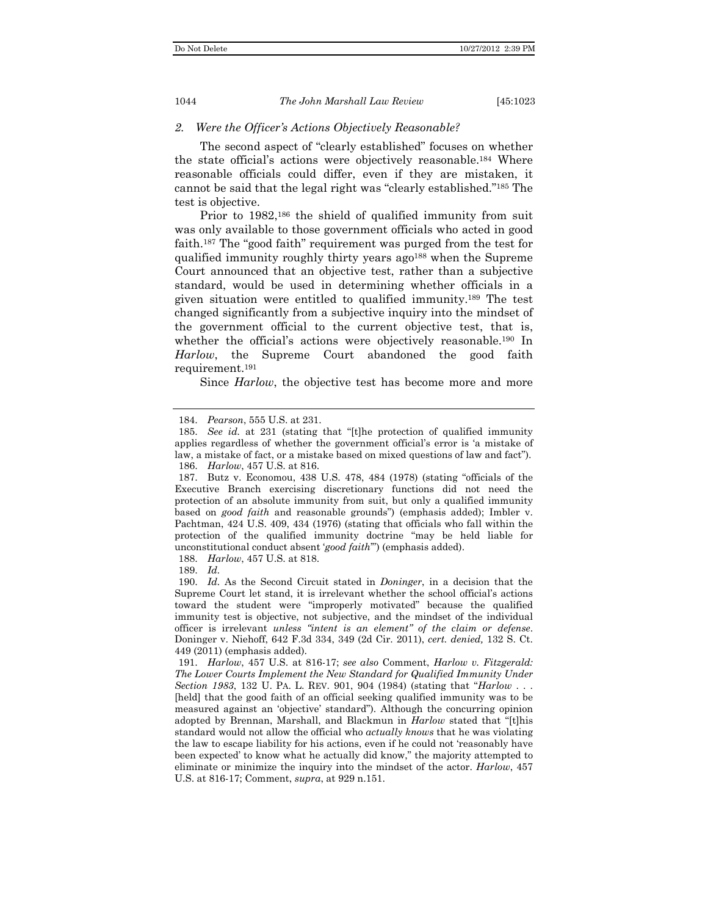### *2. Were the Officer's Actions Objectively Reasonable?*

The second aspect of "clearly established" focuses on whether the state official's actions were objectively reasonable.[184] Where reasonable officials could differ, even if they are mistaken, it cannot be said that the legal right was "clearly established."[185] The test is objective.

Prior to 1982,[186] the shield of qualified immunity from suit was only available to those government officials who acted in good faith.[187] The "good faith" requirement was purged from the test for qualified immunity roughly thirty years ago[188] when the Supreme Court announced that an objective test, rather than a subjective standard, would be used in determining whether officials in a given situation were entitled to qualified immunity.[189] The test changed significantly from a subjective inquiry into the mindset of the government official to the current objective test, that is, whether the official's actions were objectively reasonable.[190] In *Harlow*, the Supreme Court abandoned the good faith requirement.[191]

Since *Harlow*, the objective test has become more and more

---

184. *Pearson*, 555 U.S. at 231.

185. *See id.* at 231 (stating that "[t]he protection of qualified immunity applies regardless of whether the government official's error is 'a mistake of law, a mistake of fact, or a mistake based on mixed questions of law and fact").

186. *Harlow*, 457 U.S. at 816.

187. Butz v. Economou, 438 U.S. 478, 484 (1978) (stating "officials of the Executive Branch exercising discretionary functions did not need the protection of an absolute immunity from suit, but only a qualified immunity based on *good faith* and reasonable grounds") (emphasis added); Imbler v. Pachtman, 424 U.S. 409, 434 (1976) (stating that officials who fall within the protection of the qualified immunity doctrine "may be held liable for unconstitutional conduct absent '*good faith*'") (emphasis added).

188. *Harlow*, 457 U.S. at 818.

189. *Id.*

190. *Id.* As the Second Circuit stated in *Doninger*, in a decision that the Supreme Court let stand, it is irrelevant whether the school official's actions toward the student were "improperly motivated" because the qualified immunity test is objective, not subjective, and the mindset of the individual officer is irrelevant *unless "intent is an element" of the claim or defense.* Doninger v. Niehoff, 642 F.3d 334, 349 (2d Cir. 2011), *cert. denied,* 132 S. Ct. 449 (2011) (emphasis added).

191. *Harlow*, 457 U.S. at 816-17; *see also* Comment, *Harlow v. Fitzgerald: The Lower Courts Implement the New Standard for Qualified Immunity Under Section 1983*, 132 U. PA. L. REV. 901, 904 (1984) (stating that "*Harlow* . . . [held] that the good faith of an official seeking qualified immunity was to be measured against an 'objective' standard"). Although the concurring opinion adopted by Brennan, Marshall, and Blackmun in *Harlow* stated that "[t]his standard would not allow the official who *actually knows* that he was violating the law to escape liability for his actions, even if he could not 'reasonably have been expected' to know what he actually did know," the majority attempted to eliminate or minimize the inquiry into the mindset of the actor. *Harlow*, 457 U.S. at 816-17; Comment, *supra*, at 929 n.151.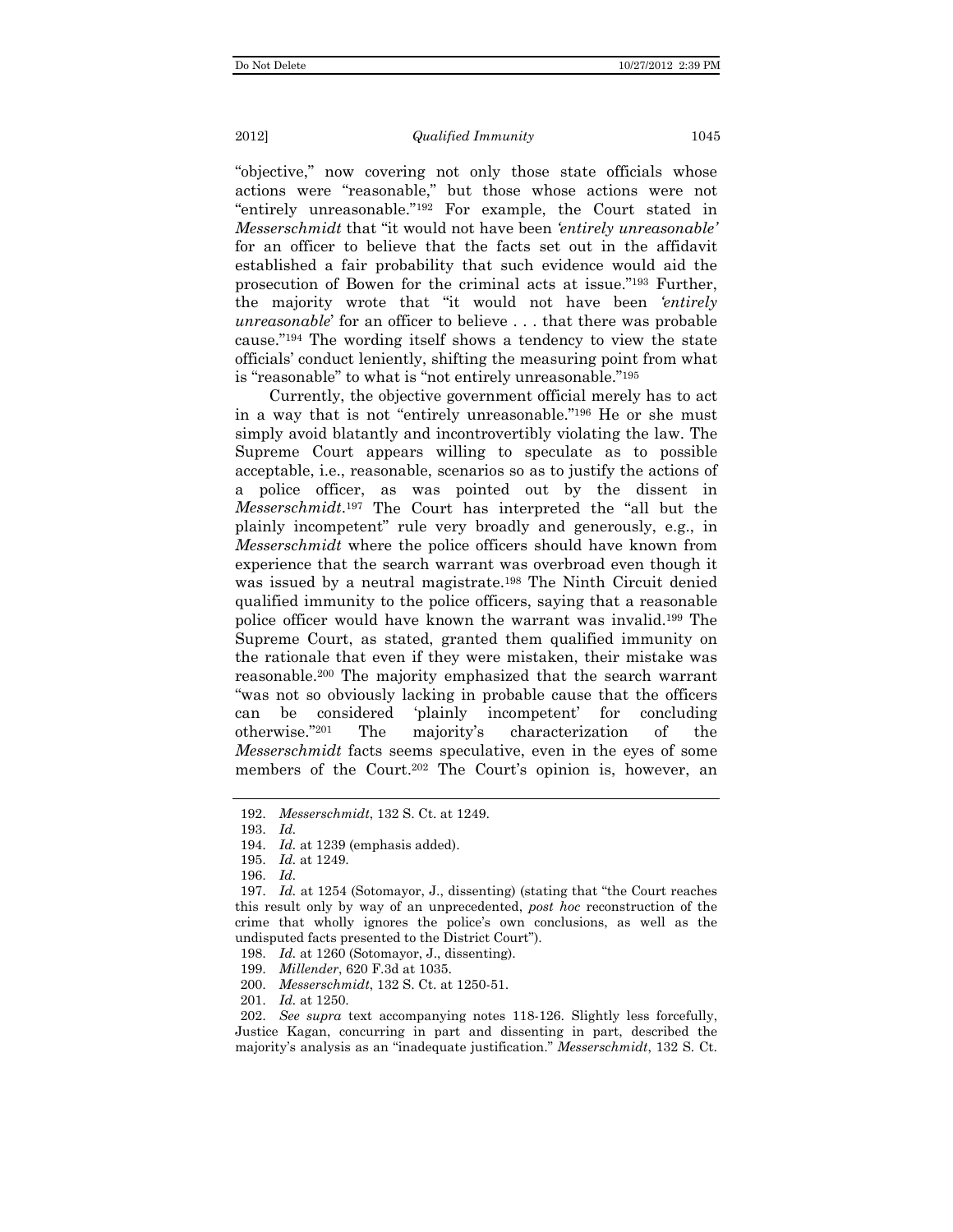"objective," now covering not only those state officials whose actions were "reasonable," but those whose actions were not "entirely unreasonable."[192] For example, the Court stated in *Messerschmidt* that "it would not have been *'entirely unreasonable'* for an officer to believe that the facts set out in the affidavit established a fair probability that such evidence would aid the prosecution of Bowen for the criminal acts at issue."[193] Further, the majority wrote that "it would not have been *'entirely unreasonable*' for an officer to believe . . . that there was probable cause."[194] The wording itself shows a tendency to view the state officials' conduct leniently, shifting the measuring point from what is "reasonable" to what is "not entirely unreasonable."[195]

Currently, the objective government official merely has to act in a way that is not "entirely unreasonable."[196] He or she must simply avoid blatantly and incontrovertibly violating the law. The Supreme Court appears willing to speculate as to possible acceptable, i.e., reasonable, scenarios so as to justify the actions of a police officer, as was pointed out by the dissent in *Messerschmidt*.[197] The Court has interpreted the "all but the plainly incompetent" rule very broadly and generously, e.g., in *Messerschmidt* where the police officers should have known from experience that the search warrant was overbroad even though it was issued by a neutral magistrate.[198] The Ninth Circuit denied qualified immunity to the police officers, saying that a reasonable police officer would have known the warrant was invalid.[199] The Supreme Court, as stated, granted them qualified immunity on the rationale that even if they were mistaken, their mistake was reasonable.[200] The majority emphasized that the search warrant "was not so obviously lacking in probable cause that the officers can be considered 'plainly incompetent' for concluding otherwise."[201] The majority's characterization of the *Messerschmidt* facts seems speculative, even in the eyes of some members of the Court.[202] The Court's opinion is, however, an

192. *Messerschmidt*, 132 S. Ct. at 1249.

193. *Id.*

194. *Id.* at 1239 (emphasis added).

195. *Id.* at 1249.

196. *Id.*

197. *Id.* at 1254 (Sotomayor, J., dissenting) (stating that "the Court reaches this result only by way of an unprecedented, *post hoc* reconstruction of the crime that wholly ignores the police's own conclusions, as well as the undisputed facts presented to the District Court").

198. *Id.* at 1260 (Sotomayor, J., dissenting).

199. *Millender*, 620 F.3d at 1035.

200. *Messerschmidt*, 132 S. Ct. at 1250-51.

201. *Id.* at 1250.

202. *See supra* text accompanying notes 118-126. Slightly less forcefully, Justice Kagan, concurring in part and dissenting in part, described the majority's analysis as an "inadequate justification." *Messerschmidt*, 132 S. Ct.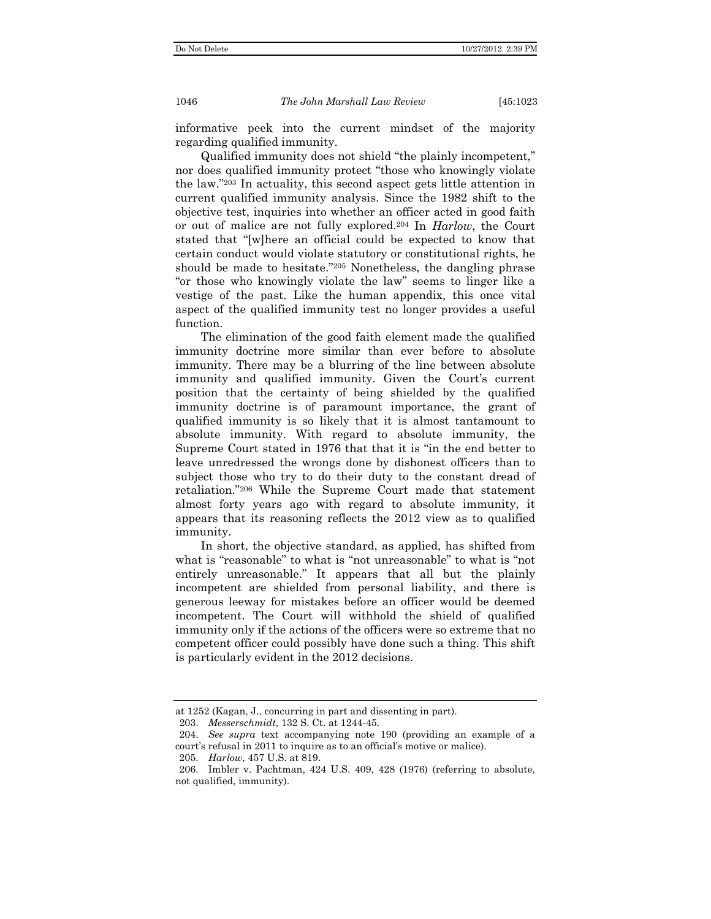informative peek into the current mindset of the majority regarding qualified immunity.

Qualified immunity does not shield "the plainly incompetent," nor does qualified immunity protect "those who knowingly violate the law."[203] In actuality, this second aspect gets little attention in current qualified immunity analysis. Since the 1982 shift to the objective test, inquiries into whether an officer acted in good faith or out of malice are not fully explored.[204] In *Harlow*, the Court stated that "[w]here an official could be expected to know that certain conduct would violate statutory or constitutional rights, he should be made to hesitate."[205] Nonetheless, the dangling phrase "or those who knowingly violate the law" seems to linger like a vestige of the past. Like the human appendix, this once vital aspect of the qualified immunity test no longer provides a useful function.

The elimination of the good faith element made the qualified immunity doctrine more similar than ever before to absolute immunity. There may be a blurring of the line between absolute immunity and qualified immunity. Given the Court's current position that the certainty of being shielded by the qualified immunity doctrine is of paramount importance, the grant of qualified immunity is so likely that it is almost tantamount to absolute immunity. With regard to absolute immunity, the Supreme Court stated in 1976 that that it is "in the end better to leave unredressed the wrongs done by dishonest officers than to subject those who try to do their duty to the constant dread of retaliation."[206] While the Supreme Court made that statement almost forty years ago with regard to absolute immunity, it appears that its reasoning reflects the 2012 view as to qualified immunity.

In short, the objective standard, as applied, has shifted from what is "reasonable" to what is "not unreasonable" to what is "not entirely unreasonable." It appears that all but the plainly incompetent are shielded from personal liability, and there is generous leeway for mistakes before an officer would be deemed incompetent. The Court will withhold the shield of qualified immunity only if the actions of the officers were so extreme that no competent officer could possibly have done such a thing. This shift is particularly evident in the 2012 decisions.

---

at 1252 (Kagan, J., concurring in part and dissenting in part).

203. *Messerschmidt*, 132 S. Ct. at 1244-45.

204. *See supra* text accompanying note 190 (providing an example of a court's refusal in 2011 to inquire as to an official's motive or malice).

205. *Harlow*, 457 U.S. at 819.

206. Imbler v. Pachtman, 424 U.S. 409, 428 (1976) (referring to absolute, not qualified, immunity).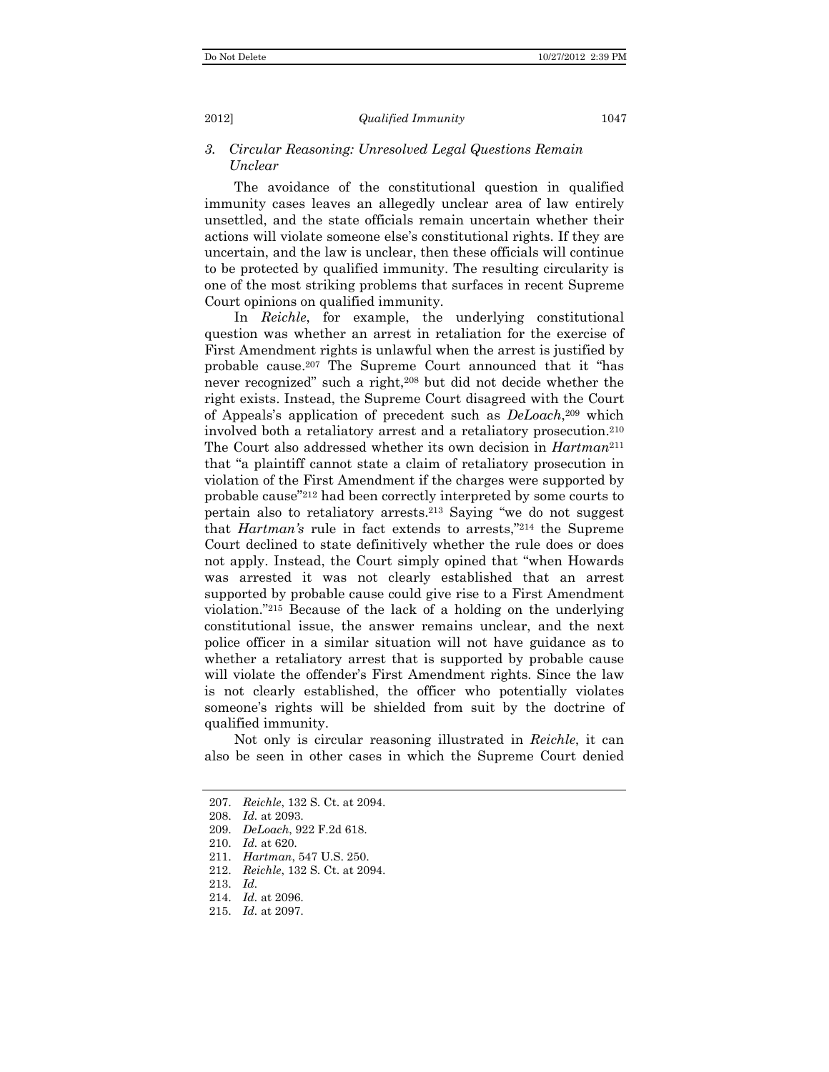### 3. *Circular Reasoning: Unresolved Legal Questions Remain Unclear*

The avoidance of the constitutional question in qualified immunity cases leaves an allegedly unclear area of law entirely unsettled, and the state officials remain uncertain whether their actions will violate someone else's constitutional rights. If they are uncertain, and the law is unclear, then these officials will continue to be protected by qualified immunity. The resulting circularity is one of the most striking problems that surfaces in recent Supreme Court opinions on qualified immunity.

In *Reichle*, for example, the underlying constitutional question was whether an arrest in retaliation for the exercise of First Amendment rights is unlawful when the arrest is justified by probable cause.[207] The Supreme Court announced that it "has never recognized" such a right,[208] but did not decide whether the right exists. Instead, the Supreme Court disagreed with the Court of Appeals's application of precedent such as *DeLoach*,[209] which involved both a retaliatory arrest and a retaliatory prosecution.[210] The Court also addressed whether its own decision in *Hartman*[211] that "a plaintiff cannot state a claim of retaliatory prosecution in violation of the First Amendment if the charges were supported by probable cause"[212] had been correctly interpreted by some courts to pertain also to retaliatory arrests.[213] Saying "we do not suggest that *Hartman's* rule in fact extends to arrests,"[214] the Supreme Court declined to state definitively whether the rule does or does not apply. Instead, the Court simply opined that "when Howards was arrested it was not clearly established that an arrest supported by probable cause could give rise to a First Amendment violation."[215] Because of the lack of a holding on the underlying constitutional issue, the answer remains unclear, and the next police officer in a similar situation will not have guidance as to whether a retaliatory arrest that is supported by probable cause will violate the offender's First Amendment rights. Since the law is not clearly established, the officer who potentially violates someone's rights will be shielded from suit by the doctrine of qualified immunity.

Not only is circular reasoning illustrated in *Reichle*, it can also be seen in other cases in which the Supreme Court denied

---

207. *Reichle*, 132 S. Ct. at 2094.
208. *Id.* at 2093.
209. *DeLoach*, 922 F.2d 618.
210. *Id.* at 620.
211. *Hartman*, 547 U.S. 250.
212. *Reichle*, 132 S. Ct. at 2094.
213. *Id*.
214. *Id*. at 2096.
215. *Id*. at 2097.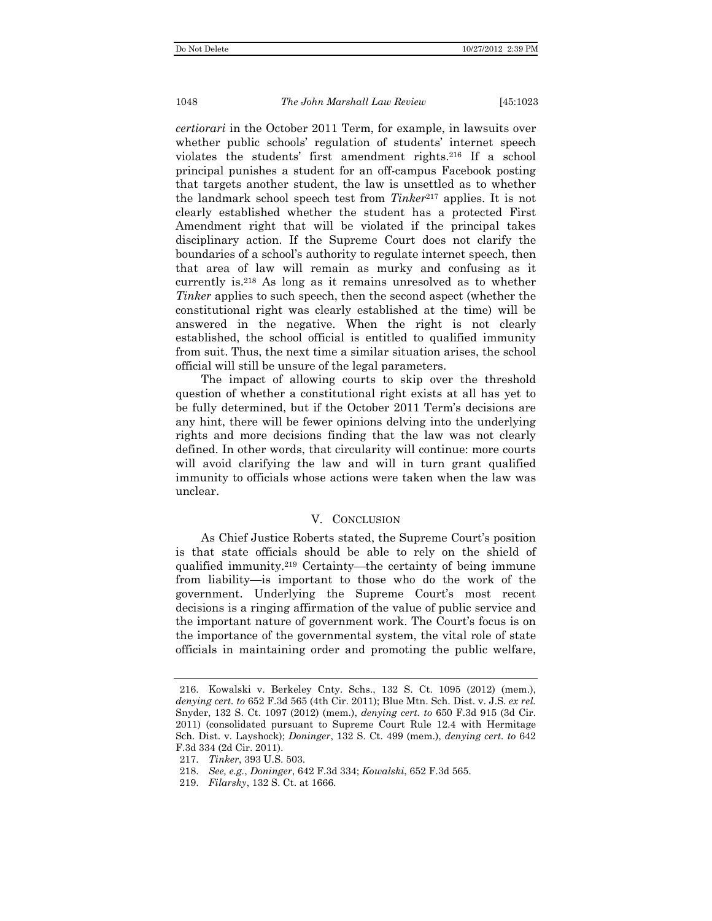*certiorari* in the October 2011 Term, for example, in lawsuits over whether public schools' regulation of students' internet speech violates the students' first amendment rights.[216] If a school principal punishes a student for an off-campus Facebook posting that targets another student, the law is unsettled as to whether the landmark school speech test from *Tinker*[217] applies. It is not clearly established whether the student has a protected First Amendment right that will be violated if the principal takes disciplinary action. If the Supreme Court does not clarify the boundaries of a school's authority to regulate internet speech, then that area of law will remain as murky and confusing as it currently is.[218] As long as it remains unresolved as to whether *Tinker* applies to such speech, then the second aspect (whether the constitutional right was clearly established at the time) will be answered in the negative. When the right is not clearly established, the school official is entitled to qualified immunity from suit. Thus, the next time a similar situation arises, the school official will still be unsure of the legal parameters.

The impact of allowing courts to skip over the threshold question of whether a constitutional right exists at all has yet to be fully determined, but if the October 2011 Term's decisions are any hint, there will be fewer opinions delving into the underlying rights and more decisions finding that the law was not clearly defined. In other words, that circularity will continue: more courts will avoid clarifying the law and will in turn grant qualified immunity to officials whose actions were taken when the law was unclear.

## V. CONCLUSION

As Chief Justice Roberts stated, the Supreme Court's position is that state officials should be able to rely on the shield of qualified immunity.[219] Certainty—the certainty of being immune from liability—is important to those who do the work of the government. Underlying the Supreme Court's most recent decisions is a ringing affirmation of the value of public service and the important nature of government work. The Court's focus is on the importance of the governmental system, the vital role of state officials in maintaining order and promoting the public welfare,

---

216. Kowalski v. Berkeley Cnty. Schs., 132 S. Ct. 1095 (2012) (mem.), *denying cert. to* 652 F.3d 565 (4th Cir. 2011); Blue Mtn. Sch. Dist. v. J.S. *ex rel.* Snyder, 132 S. Ct. 1097 (2012) (mem.), *denying cert. to* 650 F.3d 915 (3d Cir. 2011) (consolidated pursuant to Supreme Court Rule 12.4 with Hermitage Sch. Dist. v. Layshock); *Doninger*, 132 S. Ct. 499 (mem.), *denying cert. to* 642 F.3d 334 (2d Cir. 2011).

217. *Tinker*, 393 U.S. 503.

218. *See, e.g.*, *Doninger*, 642 F.3d 334; *Kowalski*, 652 F.3d 565.

219. *Filarsky*, 132 S. Ct. at 1666.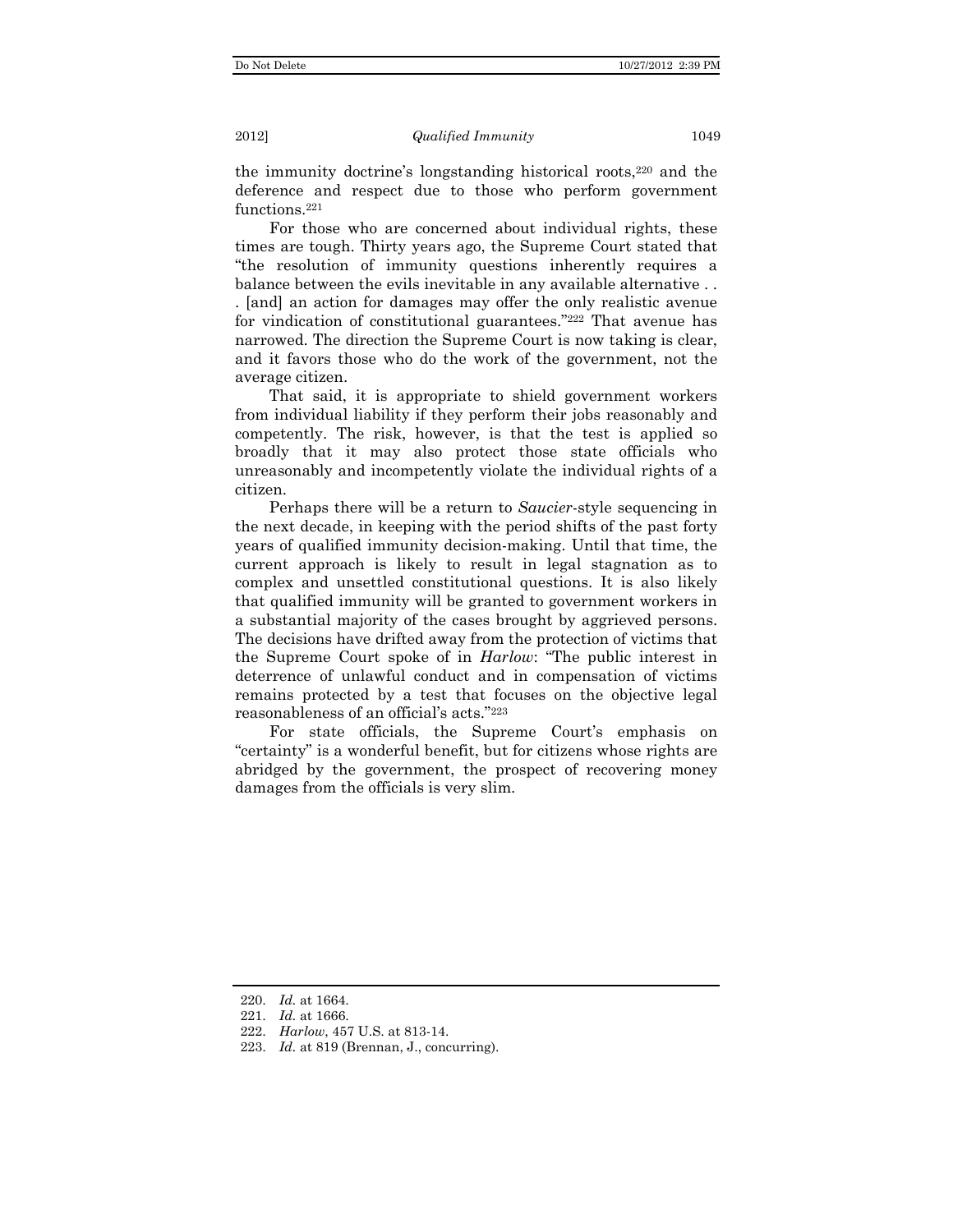the immunity doctrine's longstanding historical roots,[220] and the deference and respect due to those who perform government functions.[221]

For those who are concerned about individual rights, these times are tough. Thirty years ago, the Supreme Court stated that "the resolution of immunity questions inherently requires a balance between the evils inevitable in any available alternative . . . [and] an action for damages may offer the only realistic avenue for vindication of constitutional guarantees."[222] That avenue has narrowed. The direction the Supreme Court is now taking is clear, and it favors those who do the work of the government, not the average citizen.

That said, it is appropriate to shield government workers from individual liability if they perform their jobs reasonably and competently. The risk, however, is that the test is applied so broadly that it may also protect those state officials who unreasonably and incompetently violate the individual rights of a citizen.

Perhaps there will be a return to *Saucier*-style sequencing in the next decade, in keeping with the period shifts of the past forty years of qualified immunity decision-making. Until that time, the current approach is likely to result in legal stagnation as to complex and unsettled constitutional questions. It is also likely that qualified immunity will be granted to government workers in a substantial majority of the cases brought by aggrieved persons. The decisions have drifted away from the protection of victims that the Supreme Court spoke of in *Harlow*: "The public interest in deterrence of unlawful conduct and in compensation of victims remains protected by a test that focuses on the objective legal reasonableness of an official's acts."[223]

For state officials, the Supreme Court's emphasis on "certainty" is a wonderful benefit, but for citizens whose rights are abridged by the government, the prospect of recovering money damages from the officials is very slim.

---

220. *Id.* at 1664.

221. *Id.* at 1666.

222. *Harlow*, 457 U.S. at 813-14.

223. *Id.* at 819 (Brennan, J., concurring).